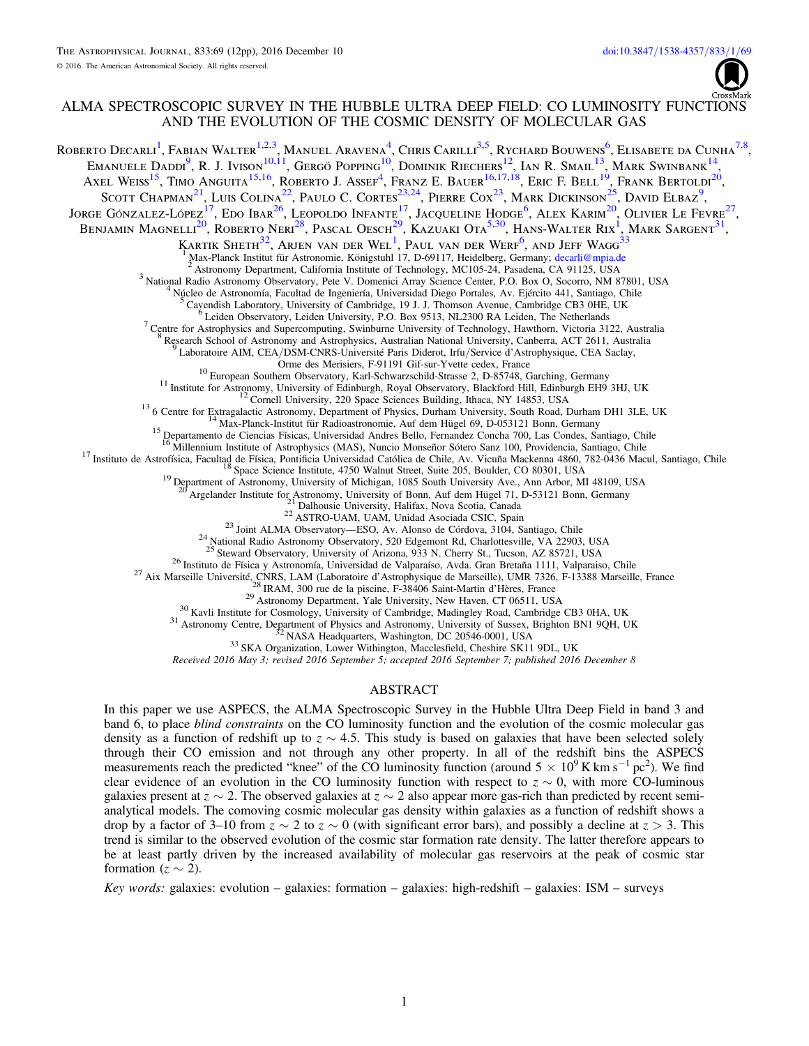# ALMA SPECTROSCOPIC SURVEY IN THE HUBBLE ULTRA DEEP FIELD: CO LUMINOSITY FUNCTIONS AND THE EVOLUTION OF THE COSMIC DENSITY OF MOLECULAR GAS

Roberto Decarli[1], Fabian Walter[1,2,3], Manuel Aravena[4], Chris Carilli[3,5], Rychard Bouwens[6], Elisabete da Cunha[7,8], Emanuele Daddi[9], R. J. Ivison[10,11], Gergö Popping[10], Dominik Riechers[12], Ian R. Smail[13], Mark Swinbank[14], Axel Weiss[15], Timo Anguita[15,16], Roberto J. Assef[4], Franz E. Bauer[16,17,18], Eric F. Bell[19], Frank Bertoldi[20], Scott Chapman[21], Luis Colina[22], Paulo C. Cortes[23,24], Pierre Cox[23], Mark Dickinson[25], David Elbaz[9], Jorge González-López[17], Edo Ibar[26], Leopoldo Infante[17], Jacqueline Hodge[6], Alex Karim[20], Olivier Le Fevre[27], Benjamin Magnelli[20], Roberto Neri[28], Pascal Oesch[29], Kazuaki Ota[5,30], Hans-Walter Rix[1], Mark Sargent[31], Kartik Sheth[32], Arjen van der Wel[1], Paul van der Werf[6], and Jeff Wagg[33]

[1] Max-Planck Institut für Astronomie, Königstuhl 17, D-69117, Heidelberg, Germany; decarli@mpia.de
[2] Astronomy Department, California Institute of Technology, MC105-24, Pasadena, CA 91125, USA
[3] National Radio Astronomy Observatory, Pete V. Domenici Array Science Center, P.O. Box O, Socorro, NM 87801, USA
[4] Núcleo de Astronomía, Facultad de Ingeniería, Universidad Diego Portales, Av. Ejército 441, Santiago, Chile
[5] Cavendish Laboratory, University of Cambridge, 19 J. J. Thomson Avenue, Cambridge CB3 0HE, UK
[6] Leiden Observatory, Leiden University, P.O. Box 9513, NL2300 RA Leiden, The Netherlands
[7] Centre for Astrophysics and Supercomputing, Swinburne University of Technology, Hawthorn, Victoria 3122, Australia
[8] Research School of Astronomy and Astrophysics, Australian National University, Canberra, ACT 2611, Australia
[9] Laboratoire AIM, CEA/DSM-CNRS-Université Paris Diderot, Irfu/Service d'Astrophysique, CEA Saclay, Orme des Merisiers, F-91191 Gif-sur-Yvette cedex, France
[10] European Southern Observatory, Karl-Schwarzschild-Strasse 2, D-85748, Garching, Germany
[11] Institute for Astronomy, University of Edinburgh, Royal Observatory, Blackford Hill, Edinburgh EH9 3HJ, UK
[12] Cornell University, 220 Space Sciences Building, Ithaca, NY 14853, USA
[13] 6 Centre for Extragalactic Astronomy, Department of Physics, Durham University, South Road, Durham DH1 3LE, UK
[14] Max-Planck-Institut für Radioastronomie, Auf dem Hügel 69, D-053121 Bonn, Germany
[15] Departamento de Ciencias Físicas, Universidad Andres Bello, Fernandez Concha 700, Las Condes, Santiago, Chile
[16] Millennium Institute of Astrophysics (MAS), Nuncio Monseñor Sótero Sanz 100, Providencia, Santiago, Chile
[17] Instituto de Astrofísica, Facultad de Física, Pontificia Universidad Católica de Chile, Av. Vicuña Mackenna 4860, 782-0436 Macul, Santiago, Chile
[18] Space Science Institute, 4750 Walnut Street, Suite 205, Boulder, CO 80301, USA
[19] Department of Astronomy, University of Michigan, 1085 South University Ave., Ann Arbor, MI 48109, USA
[20] Argelander Institute for Astronomy, University of Bonn, Auf dem Hügel 71, D-53121 Bonn, Germany
[21] Dalhousie University, Halifax, Nova Scotia, Canada
[22] ASTRO-UAM, UAM, Unidad Asociada CSIC, Spain
[23] Joint ALMA Observatory—ESO, Av. Alonso de Córdova, 3104, Santiago, Chile
[24] National Radio Astronomy Observatory, 520 Edgemont Rd, Charlottesville, VA 22903, USA
[25] Steward Observatory, University of Arizona, 933 N. Cherry St., Tucson, AZ 85721, USA
[26] Instituto de Física y Astronomía, Universidad de Valparaíso, Avda. Gran Bretaña 1111, Valparaiso, Chile
[27] Aix Marseille Université, CNRS, LAM (Laboratoire d'Astrophysique de Marseille), UMR 7326, F-13388 Marseille, France
[28] IRAM, 300 rue de la piscine, F-38406 Saint-Martin d'Hères, France
[29] Astronomy Department, Yale University, New Haven, CT 06511, USA
[30] Kavli Institute for Cosmology, University of Cambridge, Madingley Road, Cambridge CB3 0HA, UK
[31] Astronomy Centre, Department of Physics and Astronomy, University of Sussex, Brighton BN1 9QH, UK
[32] NASA Headquarters, Washington, DC 20546-0001, USA
[33] SKA Organization, Lower Withington, Macclesfield, Cheshire SK11 9DL, UK

*Received 2016 May 3; revised 2016 September 5; accepted 2016 September 7; published 2016 December 8*

## ABSTRACT

In this paper we use ASPECS, the ALMA Spectroscopic Survey in the Hubble Ultra Deep Field in band 3 and band 6, to place *blind constraints* on the CO luminosity function and the evolution of the cosmic molecular gas density as a function of redshift up to $z \sim 4.5$. This study is based on galaxies that have been selected solely through their CO emission and not through any other property. In all of the redshift bins the ASPECS measurements reach the predicted "knee" of the CO luminosity function (around $5 \times 10^9$ K km s$^{-1}$ pc$^2$). We find clear evidence of an evolution in the CO luminosity function with respect to $z \sim 0$, with more CO-luminous galaxies present at $z \sim 2$. The observed galaxies at $z \sim 2$ also appear more gas-rich than predicted by recent semi-analytical models. The comoving cosmic molecular gas density within galaxies as a function of redshift shows a drop by a factor of 3–10 from $z \sim 2$ to $z \sim 0$ (with significant error bars), and possibly a decline at $z > 3$. This trend is similar to the observed evolution of the cosmic star formation rate density. The latter therefore appears to be at least partly driven by the increased availability of molecular gas reservoirs at the peak of cosmic star formation ($z \sim 2$).

*Key words:* galaxies: evolution – galaxies: formation – galaxies: high-redshift – galaxies: ISM – surveys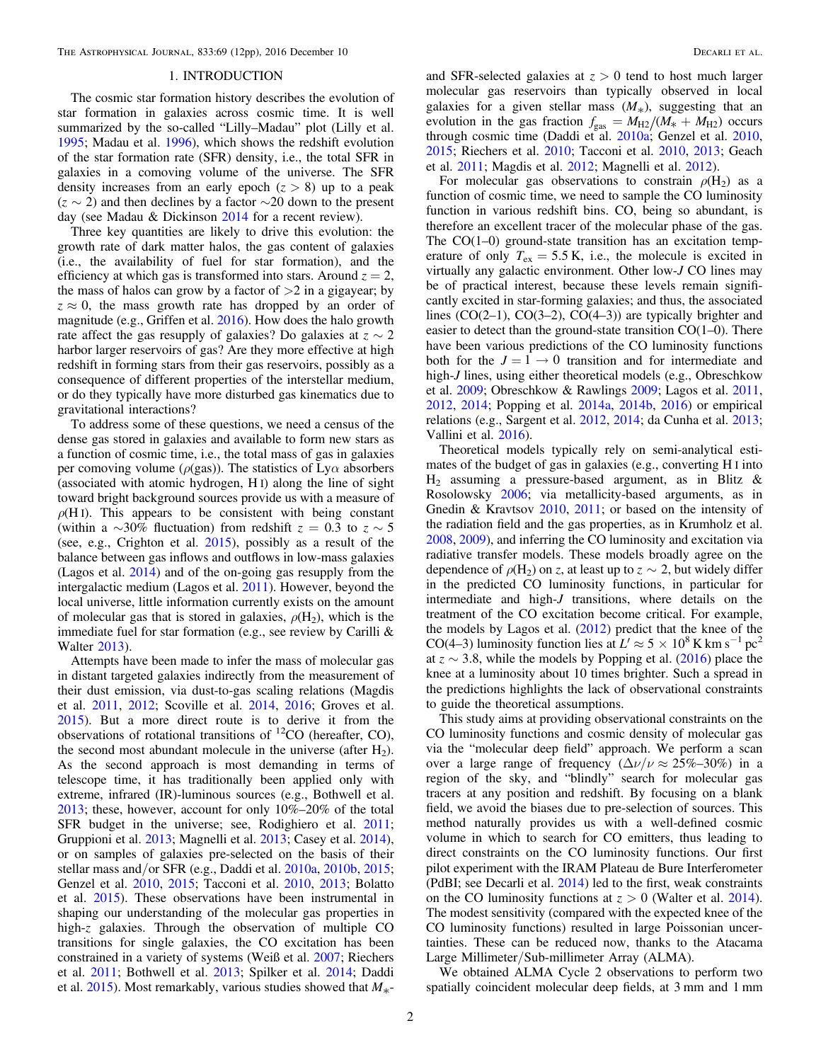## 1. INTRODUCTION

The cosmic star formation history describes the evolution of star formation in galaxies across cosmic time. It is well summarized by the so-called "Lilly–Madau" plot (Lilly et al. 1995; Madau et al. 1996), which shows the redshift evolution of the star formation rate (SFR) density, i.e., the total SFR in galaxies in a comoving volume of the universe. The SFR density increases from an early epoch ($z > 8$) up to a peak ($z \sim 2$) and then declines by a factor $\sim$20 down to the present day (see Madau & Dickinson 2014 for a recent review).

Three key quantities are likely to drive this evolution: the growth rate of dark matter halos, the gas content of galaxies (i.e., the availability of fuel for star formation), and the efficiency at which gas is transformed into stars. Around $z = 2$, the mass of halos can grow by a factor of >2 in a gigayear; by $z \approx 0$, the mass growth rate has dropped by an order of magnitude (e.g., Griffen et al. 2016). How does the halo growth rate affect the gas resupply of galaxies? Do galaxies at $z \sim 2$ harbor larger reservoirs of gas? Are they more effective at high redshift in forming stars from their gas reservoirs, possibly as a consequence of different properties of the interstellar medium, or do they typically have more disturbed gas kinematics due to gravitational interactions?

To address some of these questions, we need a census of the dense gas stored in galaxies and available to form new stars as a function of cosmic time, i.e., the total mass of gas in galaxies per comoving volume ($\rho$(gas)). The statistics of Ly$\alpha$ absorbers (associated with atomic hydrogen, H I) along the line of sight toward bright background sources provide us with a measure of $\rho$(H I). This appears to be consistent with being constant (within a $\sim$30% fluctuation) from redshift $z = 0.3$ to $z \sim 5$ (see, e.g., Crighton et al. 2015), possibly as a result of the balance between gas inflows and outflows in low-mass galaxies (Lagos et al. 2014) and of the on-going gas resupply from the intergalactic medium (Lagos et al. 2011). However, beyond the local universe, little information currently exists on the amount of molecular gas that is stored in galaxies, $\rho(H_2)$, which is the immediate fuel for star formation (e.g., see review by Carilli & Walter 2013).

Attempts have been made to infer the mass of molecular gas in distant targeted galaxies indirectly from the measurement of their dust emission, via dust-to-gas scaling relations (Magdis et al. 2011, 2012; Scoville et al. 2014, 2016; Groves et al. 2015). But a more direct route is to derive it from the observations of rotational transitions of $^{12}$CO (hereafter, CO), the second most abundant molecule in the universe (after $H_2$). As the second approach is most demanding in terms of telescope time, it has traditionally been applied only with extreme, infrared (IR)-luminous sources (e.g., Bothwell et al. 2013; these, however, account for only 10%–20% of the total SFR budget in the universe; see, Rodighiero et al. 2011; Gruppioni et al. 2013; Magnelli et al. 2013; Casey et al. 2014), or on samples of galaxies pre-selected on the basis of their stellar mass and/or SFR (e.g., Daddi et al. 2010a, 2010b, 2015; Genzel et al. 2010, 2015; Tacconi et al. 2010, 2013; Bolatto et al. 2015). These observations have been instrumental in shaping our understanding of the molecular gas properties in high-$z$ galaxies. Through the observation of multiple CO transitions for single galaxies, the CO excitation has been constrained in a variety of systems (Weiß et al. 2007; Riechers et al. 2011; Bothwell et al. 2013; Spilker et al. 2014; Daddi et al. 2015). Most remarkably, various studies showed that $M_*$- and SFR-selected galaxies at $z > 0$ tend to host much larger molecular gas reservoirs than typically observed in local galaxies for a given stellar mass ($M_*$), suggesting that an evolution in the gas fraction $f_{\rm gas} = M_{\rm H2}/(M_* + M_{\rm H2})$ occurs through cosmic time (Daddi et al. 2010a; Genzel et al. 2010, 2015; Riechers et al. 2010; Tacconi et al. 2010, 2013; Geach et al. 2011; Magdis et al. 2012; Magnelli et al. 2012).

For molecular gas observations to constrain $\rho(H_2)$ as a function of cosmic time, we need to sample the CO luminosity function in various redshift bins. CO, being so abundant, is therefore an excellent tracer of the molecular phase of the gas. The CO(1–0) ground-state transition has an excitation temperature of only $T_{\rm ex} = 5.5$ K, i.e., the molecule is excited in virtually any galactic environment. Other low-$J$ CO lines may be of practical interest, because these levels remain significantly excited in star-forming galaxies; and thus, the associated lines (CO(2–1), CO(3–2), CO(4–3)) are typically brighter and easier to detect than the ground-state transition CO(1–0). There have been various predictions of the CO luminosity functions both for the $J = 1 \rightarrow 0$ transition and for intermediate and high-$J$ lines, using either theoretical models (e.g., Obreschkow et al. 2009; Obreschkow & Rawlings 2009; Lagos et al. 2011, 2012, 2014; Popping et al. 2014a, 2014b, 2016) or empirical relations (e.g., Sargent et al. 2012, 2014; da Cunha et al. 2013; Vallini et al. 2016).

Theoretical models typically rely on semi-analytical estimates of the budget of gas in galaxies (e.g., converting H I into $H_2$ assuming a pressure-based argument, as in Blitz & Rosolowsky 2006; via metallicity-based arguments, as in Gnedin & Kravtsov 2010, 2011; or based on the intensity of the radiation field and the gas properties, as in Krumholz et al. 2008, 2009), and inferring the CO luminosity and excitation via radiative transfer models. These models broadly agree on the dependence of $\rho(H_2)$ on $z$, at least up to $z \sim 2$, but widely differ in the predicted CO luminosity functions, in particular for intermediate and high-$J$ transitions, where details on the treatment of the CO excitation become critical. For example, the models by Lagos et al. (2012) predict that the knee of the CO(4–3) luminosity function lies at $L' \approx 5 \times 10^8$ K km s$^{-1}$ pc$^2$ at $z \sim 3.8$, while the models by Popping et al. (2016) place the knee at a luminosity about 10 times brighter. Such a spread in the predictions highlights the lack of observational constraints to guide the theoretical assumptions.

This study aims at providing observational constraints on the CO luminosity functions and cosmic density of molecular gas via the "molecular deep field" approach. We perform a scan over a large range of frequency ($\Delta\nu/\nu \approx 25\%$–$30\%$) in a region of the sky, and "blindly" search for molecular gas tracers at any position and redshift. By focusing on a blank field, we avoid the biases due to pre-selection of sources. This method naturally provides us with a well-defined cosmic volume in which to search for CO emitters, thus leading to direct constraints on the CO luminosity functions. Our first pilot experiment with the IRAM Plateau de Bure Interferometer (PdBI; see Decarli et al. 2014) led to the first, weak constraints on the CO luminosity functions at $z > 0$ (Walter et al. 2014). The modest sensitivity (compared with the expected knee of the CO luminosity functions) resulted in large Poissonian uncertainties. These can be reduced now, thanks to the Atacama Large Millimeter/Sub-millimeter Array (ALMA).

We obtained ALMA Cycle 2 observations to perform two spatially coincident molecular deep fields, at 3 mm and 1 mm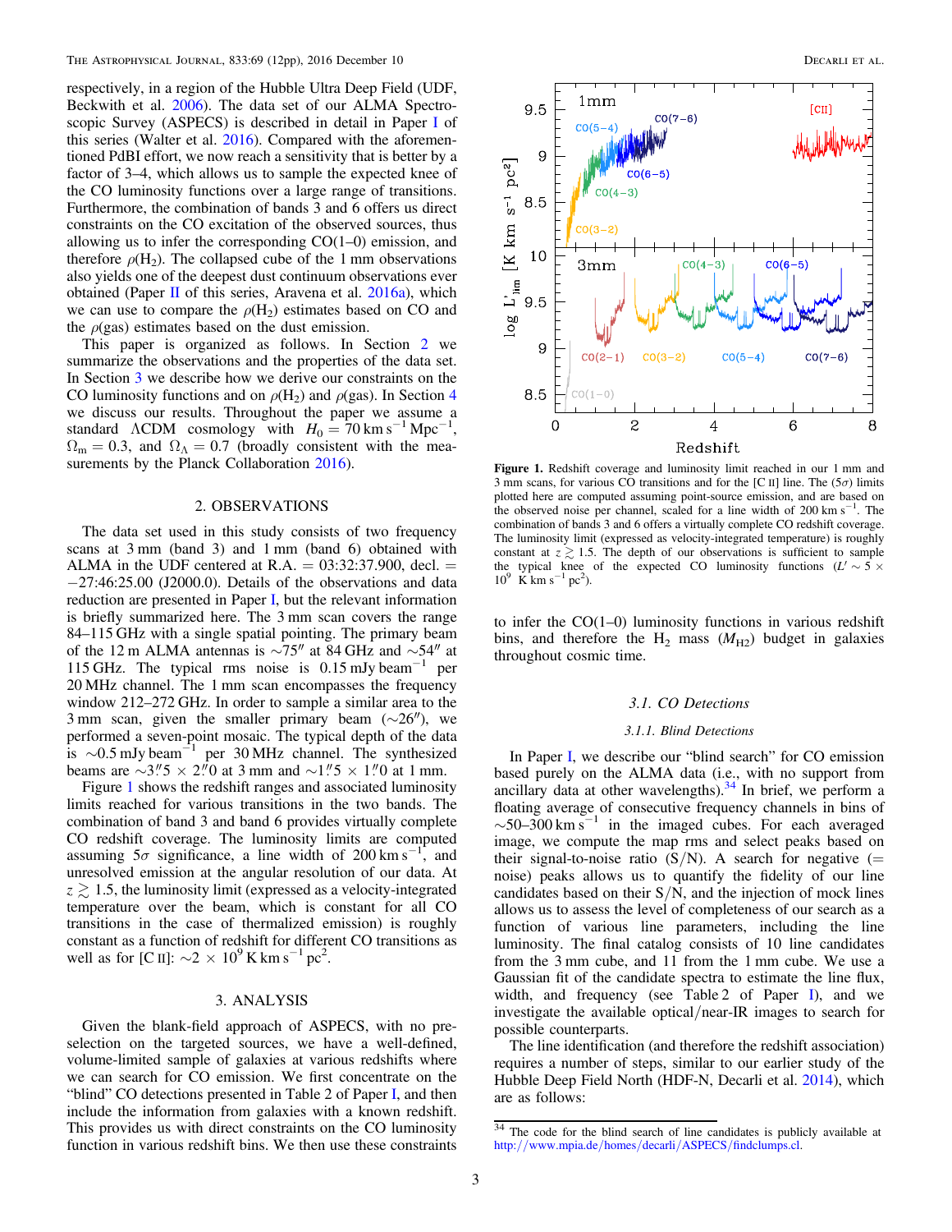respectively, in a region of the Hubble Ultra Deep Field (UDF, Beckwith et al. 2006). The data set of our ALMA Spectroscopic Survey (ASPECS) is described in detail in Paper I of this series (Walter et al. 2016). Compared with the aforementioned PdBI effort, we now reach a sensitivity that is better by a factor of 3–4, which allows us to sample the expected knee of the CO luminosity functions over a large range of transitions. Furthermore, the combination of bands 3 and 6 offers us direct constraints on the CO excitation of the observed sources, thus allowing us to infer the corresponding CO(1–0) emission, and therefore $\rho(H_2)$. The collapsed cube of the 1 mm observations also yields one of the deepest dust continuum observations ever obtained (Paper II of this series, Aravena et al. 2016a), which we can use to compare the $\rho(H_2)$ estimates based on CO and the $\rho$(gas) estimates based on the dust emission.

This paper is organized as follows. In Section 2 we summarize the observations and the properties of the data set. In Section 3 we describe how we derive our constraints on the CO luminosity functions and on $\rho(H_2)$ and $\rho$(gas). In Section 4 we discuss our results. Throughout the paper we assume a standard ΛCDM cosmology with $H_0 = 70$ km s$^{-1}$ Mpc$^{-1}$, $\Omega_m = 0.3$, and $\Omega_\Lambda = 0.7$ (broadly consistent with the measurements by the Planck Collaboration 2016).

## 2. OBSERVATIONS

The data set used in this study consists of two frequency scans at 3 mm (band 3) and 1 mm (band 6) obtained with ALMA in the UDF centered at R.A. = 03:32:37.900, decl. = −27:46:25.00 (J2000.0). Details of the observations and data reduction are presented in Paper I, but the relevant information is briefly summarized here. The 3 mm scan covers the range 84–115 GHz with a single spatial pointing. The primary beam of the 12 m ALMA antennas is ∼75″ at 84 GHz and ∼54″ at 115 GHz. The typical rms noise is 0.15 mJy beam$^{-1}$ per 20 MHz channel. The 1 mm scan encompasses the frequency window 212–272 GHz. In order to sample a similar area to the 3 mm scan, given the smaller primary beam (∼26″), we performed a seven-point mosaic. The typical depth of the data is ∼0.5 mJy beam$^{-1}$ per 30 MHz channel. The synthesized beams are ∼3.″5 × 2.″0 at 3 mm and ∼1.″5 × 1.″0 at 1 mm.

Figure 1 shows the redshift ranges and associated luminosity limits reached for various transitions in the two bands. The combination of band 3 and band 6 provides virtually complete CO redshift coverage. The luminosity limits are computed assuming 5σ significance, a line width of 200 km s$^{-1}$, and unresolved emission at the angular resolution of our data. At $z \gtrsim 1.5$, the luminosity limit (expressed as a velocity-integrated temperature over the beam, which is constant for all CO transitions in the case of thermalized emission) is roughly constant as a function of redshift for different CO transitions as well as for [C II]: $\sim 2 \times 10^9$ K km s$^{-1}$ pc$^2$.

**Figure 1.** Redshift coverage and luminosity limit reached in our 1 mm and 3 mm scans, for various CO transitions and for the [C II] line. The (5σ) limits plotted here are computed assuming point-source emission, and are based on the observed noise per channel, scaled for a line width of 200 km s$^{-1}$. The combination of bands 3 and 6 offers a virtually complete CO redshift coverage. The luminosity limit (expressed as velocity-integrated temperature) is roughly constant at $z \gtrsim 1.5$. The depth of our observations is sufficient to sample the typical knee of the expected CO luminosity functions ($L' \sim 5 \times 10^9$ K km s$^{-1}$ pc$^2$).

## 3. ANALYSIS

Given the blank-field approach of ASPECS, with no preselection on the targeted sources, we have a well-defined, volume-limited sample of galaxies at various redshifts where we can search for CO emission. We first concentrate on the "blind" CO detections presented in Table 2 of Paper I, and then include the information from galaxies with a known redshift. This provides us with direct constraints on the CO luminosity function in various redshift bins. We then use these constraints to infer the CO(1–0) luminosity functions in various redshift bins, and therefore the $H_2$ mass ($M_{H2}$) budget in galaxies throughout cosmic time.

### 3.1. CO Detections

#### 3.1.1. Blind Detections

In Paper I, we describe our "blind search" for CO emission based purely on the ALMA data (i.e., with no support from ancillary data at other wavelengths).[34] In brief, we perform a floating average of consecutive frequency channels in bins of ∼50–300 km s$^{-1}$ in the imaged cubes. For each averaged image, we compute the map rms and select peaks based on their signal-to-noise ratio (S/N). A search for negative (= noise) peaks allows us to quantify the fidelity of our line candidates based on their S/N, and the injection of mock lines allows us to assess the level of completeness of our search as a function of various line parameters, including the line luminosity. The final catalog consists of 10 line candidates from the 3 mm cube, and 11 from the 1 mm cube. We use a Gaussian fit of the candidate spectra to estimate the line flux, width, and frequency (see Table 2 of Paper I), and we investigate the available optical/near-IR images to search for possible counterparts.

The line identification (and therefore the redshift association) requires a number of steps, similar to our earlier study of the Hubble Deep Field North (HDF-N, Decarli et al. 2014), which are as follows:

[34] The code for the blind search of line candidates is publicly available at http://www.mpia.de/homes/decarli/ASPECS/findclumps.cl.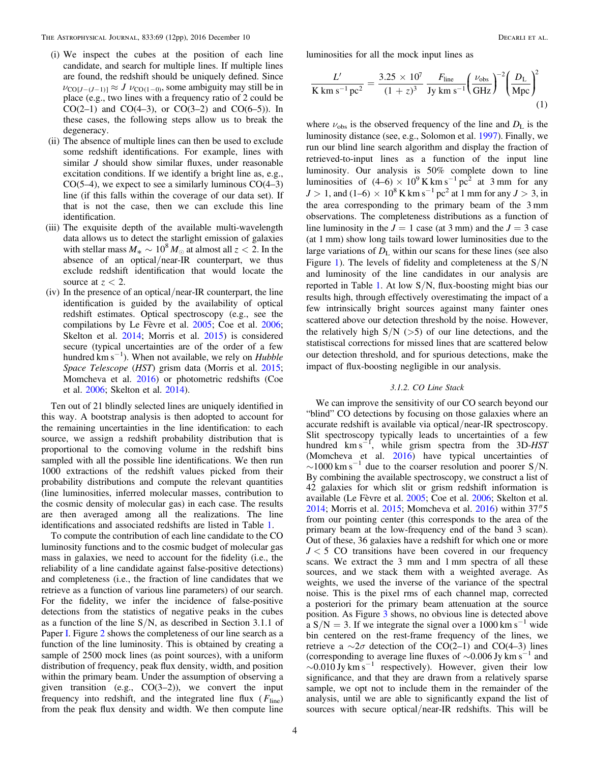(i) We inspect the cubes at the position of each line candidate, and search for multiple lines. If multiple lines are found, the redshift should be uniquely defined. Since $\nu_{\rm CO[J-(J-1)]} \approx J\ \nu_{\rm CO(1-0)}$, some ambiguity may still be in place (e.g., two lines with a frequency ratio of 2 could be CO(2–1) and CO(4–3), or CO(3–2) and CO(6–5)). In these cases, the following steps allow us to break the degeneracy.

(ii) The absence of multiple lines can then be used to exclude some redshift identifications. For example, lines with similar $J$ should show similar fluxes, under reasonable excitation conditions. If we identify a bright line as, e.g., CO(5–4), we expect to see a similarly luminous CO(4–3) line (if this falls within the coverage of our data set). If that is not the case, then we can exclude this line identification.

(iii) The exquisite depth of the available multi-wavelength data allows us to detect the starlight emission of galaxies with stellar mass $M_* \sim 10^8\,M_\odot$ at almost all $z < 2$. In the absence of an optical/near-IR counterpart, we thus exclude redshift identification that would locate the source at $z < 2$.

(iv) In the presence of an optical/near-IR counterpart, the line identification is guided by the availability of optical redshift estimates. Optical spectroscopy (e.g., see the compilations by Le Fèvre et al. 2005; Coe et al. 2006; Skelton et al. 2014; Morris et al. 2015) is considered secure (typical uncertainties are of the order of a few hundred km s$^{-1}$). When not available, we rely on *Hubble Space Telescope* (*HST*) grism data (Morris et al. 2015; Momcheva et al. 2016) or photometric redshifts (Coe et al. 2006; Skelton et al. 2014).

Ten out of 21 blindly selected lines are uniquely identified in this way. A bootstrap analysis is then adopted to account for the remaining uncertainties in the line identification: to each source, we assign a redshift probability distribution that is proportional to the comoving volume in the redshift bins sampled with all the possible line identifications. We then run 1000 extractions of the redshift values picked from their probability distributions and compute the relevant quantities (line luminosities, inferred molecular masses, contribution to the cosmic density of molecular gas) in each case. The results are then averaged among all the realizations. The line identifications and associated redshifts are listed in Table 1.

To compute the contribution of each line candidate to the CO luminosity functions and to the cosmic budget of molecular gas mass in galaxies, we need to account for the fidelity (i.e., the reliability of a line candidate against false-positive detections) and completeness (i.e., the fraction of line candidates that we retrieve as a function of various line parameters) of our search. For the fidelity, we infer the incidence of false-positive detections from the statistics of negative peaks in the cubes as a function of the line S/N, as described in Section 3.1.1 of Paper I. Figure 2 shows the completeness of our line search as a function of the line luminosity. This is obtained by creating a sample of 2500 mock lines (as point sources), with a uniform distribution of frequency, peak flux density, width, and position within the primary beam. Under the assumption of observing a given transition (e.g., CO(3–2)), we convert the input frequency into redshift, and the integrated line flux ($F_{\rm line}$) from the peak flux density and width. We then compute line luminosities for all the mock input lines as

$$\frac{L'}{\rm K\ km\ s^{-1}\ pc^2} = \frac{3.25 \times 10^7}{(1+z)^3}\ \frac{F_{\rm line}}{\rm Jy\ km\ s^{-1}} \left(\frac{\nu_{\rm obs}}{\rm GHz}\right)^{-2} \left(\frac{D_{\rm L}}{\rm Mpc}\right)^2 \tag{1}$$

where $\nu_{\rm obs}$ is the observed frequency of the line and $D_{\rm L}$ is the luminosity distance (see, e.g., Solomon et al. 1997). Finally, we run our blind line search algorithm and display the fraction of retrieved-to-input lines as a function of the input line luminosity. Our analysis is 50% complete down to line luminosities of $(4\text{–}6) \times 10^9$ K km s$^{-1}$ pc$^2$ at 3 mm for any $J > 1$, and $(1\text{–}6) \times 10^8$ K km s$^{-1}$ pc$^2$ at 1 mm for any $J > 3$, in the area corresponding to the primary beam of the 3 mm observations. The completeness distributions as a function of line luminosity in the $J = 1$ case (at 3 mm) and the $J = 3$ case (at 1 mm) show long tails toward lower luminosities due to the large variations of $D_{\rm L}$ within our scans for these lines (see also Figure 1). The levels of fidelity and completeness at the S/N and luminosity of the line candidates in our analysis are reported in Table 1. At low S/N, flux-boosting might bias our results high, through effectively overestimating the impact of a few intrinsically bright sources against many fainter ones scattered above our detection threshold by the noise. However, the relatively high S/N (>5) of our line detections, and the statistical corrections for missed lines that are scattered below our detection threshold, and for spurious detections, make the impact of flux-boosting negligible in our analysis.

#### 3.1.2. CO Line Stack

We can improve the sensitivity of our CO search beyond our "blind" CO detections by focusing on those galaxies where an accurate redshift is available via optical/near-IR spectroscopy. Slit spectroscopy typically leads to uncertainties of a few hundred km s$^{-1}$, while grism spectra from the 3D-*HST* (Momcheva et al. 2016) have typical uncertainties of $\sim$1000 km s$^{-1}$ due to the coarser resolution and poorer S/N. By combining the available spectroscopy, we construct a list of 42 galaxies for which slit or grism redshift information is available (Le Fèvre et al. 2005; Coe et al. 2006; Skelton et al. 2014; Morris et al. 2015; Momcheva et al. 2016) within 37$''$.5 from our pointing center (this corresponds to the area of the primary beam at the low-frequency end of the band 3 scan). Out of these, 36 galaxies have a redshift for which one or more $J < 5$ CO transitions have been covered in our frequency scans. We extract the 3 mm and 1 mm spectra of all these sources, and we stack them with a weighted average. As weights, we used the inverse of the variance of the spectral noise. This is the pixel rms of each channel map, corrected a posteriori for the primary beam attenuation at the source position. As Figure 3 shows, no obvious line is detected above a S/N = 3. If we integrate the signal over a 1000 km s$^{-1}$ wide bin centered on the rest-frame frequency of the lines, we retrieve a $\sim$2$\sigma$ detection of the CO(2–1) and CO(4–3) lines (corresponding to average line fluxes of $\sim$0.006 Jy km s$^{-1}$ and $\sim$0.010 Jy km s$^{-1}$ respectively). However, given their low significance, and that they are drawn from a relatively sparse sample, we opt not to include them in the remainder of the analysis, until we are able to significantly expand the list of sources with secure optical/near-IR redshifts. This will be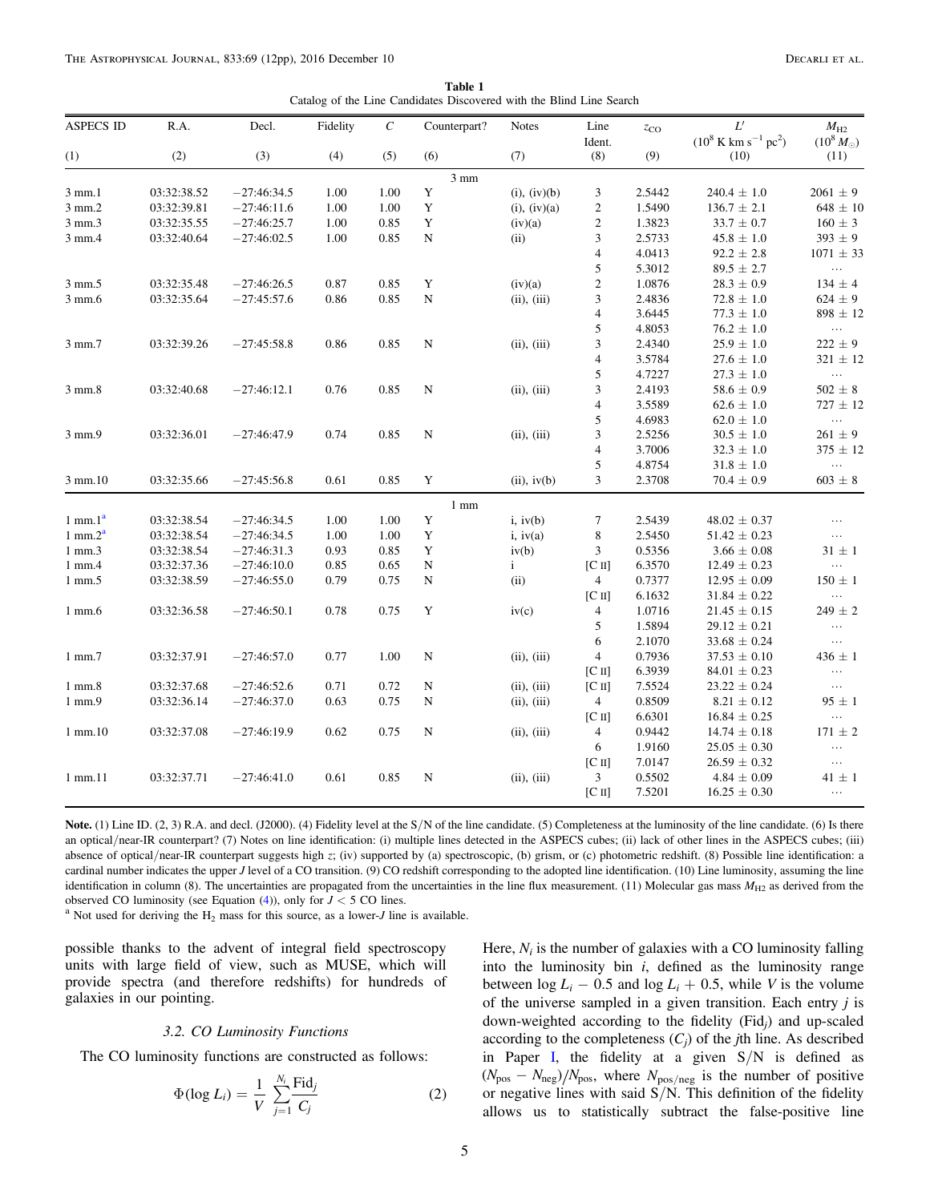**Table 1**
Catalog of the Line Candidates Discovered with the Blind Line Search

| ASPECS ID (1) | R.A. (2) | Decl. (3) | Fidelity (4) | $C$ (5) | Counterpart? (6) | Notes (7) | Line Ident. (8) | $z_{CO}$ (9) | $L'$ ($10^8$ K km s$^{-1}$ pc$^2$) (10) | $M_{H2}$ ($10^8\,M_\odot$) (11) |
|---|---|---|---|---|---|---|---|---|---|---|
| | | | | | 3 mm | | | | | |
| 3 mm.1 | 03:32:38.52 | −27:46:34.5 | 1.00 | 1.00 | Y | (i), (iv)(b) | 3 | 2.5442 | $240.4 \pm 1.0$ | $2061 \pm 9$ |
| 3 mm.2 | 03:32:39.81 | −27:46:11.6 | 1.00 | 1.00 | Y | (i), (iv)(a) | 2 | 1.5490 | $136.7 \pm 2.1$ | $648 \pm 10$ |
| 3 mm.3 | 03:32:35.55 | −27:46:25.7 | 1.00 | 0.85 | Y | (iv)(a) | 2 | 1.3823 | $33.7 \pm 0.7$ | $160 \pm 3$ |
| 3 mm.4 | 03:32:40.64 | −27:46:02.5 | 1.00 | 0.85 | N | (ii) | 3 | 2.5733 | $45.8 \pm 1.0$ | $393 \pm 9$ |
| | | | | | | | 4 | 4.0413 | $92.2 \pm 2.8$ | $1071 \pm 33$ |
| | | | | | | | 5 | 5.3012 | $89.5 \pm 2.7$ | ⋯ |
| 3 mm.5 | 03:32:35.48 | −27:46:26.5 | 0.87 | 0.85 | Y | (iv)(a) | 2 | 1.0876 | $28.3 \pm 0.9$ | $134 \pm 4$ |
| 3 mm.6 | 03:32:35.64 | −27:45:57.6 | 0.86 | 0.85 | N | (ii), (iii) | 3 | 2.4836 | $72.8 \pm 1.0$ | $624 \pm 9$ |
| | | | | | | | 4 | 3.6445 | $77.3 \pm 1.0$ | $898 \pm 12$ |
| | | | | | | | 5 | 4.8053 | $76.2 \pm 1.0$ | ⋯ |
| 3 mm.7 | 03:32:39.26 | −27:45:58.8 | 0.86 | 0.85 | N | (ii), (iii) | 3 | 2.4340 | $25.9 \pm 1.0$ | $222 \pm 9$ |
| | | | | | | | 4 | 3.5784 | $27.6 \pm 1.0$ | $321 \pm 12$ |
| | | | | | | | 5 | 4.7227 | $27.3 \pm 1.0$ | ⋯ |
| 3 mm.8 | 03:32:40.68 | −27:46:12.1 | 0.76 | 0.85 | N | (ii), (iii) | 3 | 2.4193 | $58.6 \pm 0.9$ | $502 \pm 8$ |
| | | | | | | | 4 | 3.5589 | $62.6 \pm 1.0$ | $727 \pm 12$ |
| | | | | | | | 5 | 4.6983 | $62.0 \pm 1.0$ | ⋯ |
| 3 mm.9 | 03:32:36.01 | −27:46:47.9 | 0.74 | 0.85 | N | (ii), (iii) | 3 | 2.5256 | $30.5 \pm 1.0$ | $261 \pm 9$ |
| | | | | | | | 4 | 3.7006 | $32.3 \pm 1.0$ | $375 \pm 12$ |
| | | | | | | | 5 | 4.8754 | $31.8 \pm 1.0$ | ⋯ |
| 3 mm.10 | 03:32:35.66 | −27:45:56.8 | 0.61 | 0.85 | Y | (ii), iv(b) | 3 | 2.3708 | $70.4 \pm 0.9$ | $603 \pm 8$ |
| | | | | | 1 mm | | | | | |
| 1 mm.1[a] | 03:32:38.54 | −27:46:34.5 | 1.00 | 1.00 | Y | i, iv(b) | 7 | 2.5439 | $48.02 \pm 0.37$ | ⋯ |
| 1 mm.2[a] | 03:32:38.54 | −27:46:34.5 | 1.00 | 1.00 | Y | i, iv(a) | 8 | 2.5450 | $51.42 \pm 0.23$ | ⋯ |
| 1 mm.3 | 03:32:38.54 | −27:46:31.3 | 0.93 | 0.85 | Y | iv(b) | 3 | 0.5356 | $3.66 \pm 0.08$ | $31 \pm 1$ |
| 1 mm.4 | 03:32:37.36 | −27:46:10.0 | 0.85 | 0.65 | N | i | [C II] | 6.3570 | $12.49 \pm 0.23$ | ⋯ |
| 1 mm.5 | 03:32:38.59 | −27:46:55.0 | 0.79 | 0.75 | N | (ii) | 4 | 0.7377 | $12.95 \pm 0.09$ | $150 \pm 1$ |
| | | | | | | | [C II] | 6.1632 | $31.84 \pm 0.22$ | ⋯ |
| 1 mm.6 | 03:32:36.58 | −27:46:50.1 | 0.78 | 0.75 | Y | iv(c) | 4 | 1.0716 | $21.45 \pm 0.15$ | $249 \pm 2$ |
| | | | | | | | 5 | 1.5894 | $29.12 \pm 0.21$ | ⋯ |
| | | | | | | | 6 | 2.1070 | $33.68 \pm 0.24$ | ⋯ |
| 1 mm.7 | 03:32:37.91 | −27:46:57.0 | 0.77 | 1.00 | N | (ii), (iii) | 4 | 0.7936 | $37.53 \pm 0.10$ | $436 \pm 1$ |
| | | | | | | | [C II] | 6.3939 | $84.01 \pm 0.23$ | ⋯ |
| 1 mm.8 | 03:32:37.68 | −27:46:52.6 | 0.71 | 0.72 | N | (ii), (iii) | [C II] | 7.5524 | $23.22 \pm 0.24$ | ⋯ |
| 1 mm.9 | 03:32:36.14 | −27:46:37.0 | 0.63 | 0.75 | N | (ii), (iii) | 4 | 0.8509 | $8.21 \pm 0.12$ | $95 \pm 1$ |
| | | | | | | | [C II] | 6.6301 | $16.84 \pm 0.25$ | ⋯ |
| 1 mm.10 | 03:32:37.08 | −27:46:19.9 | 0.62 | 0.75 | N | (ii), (iii) | 4 | 0.9442 | $14.74 \pm 0.18$ | $171 \pm 2$ |
| | | | | | | | 6 | 1.9160 | $25.05 \pm 0.30$ | ⋯ |
| | | | | | | | [C II] | 7.0147 | $26.59 \pm 0.32$ | ⋯ |
| 1 mm.11 | 03:32:37.71 | −27:46:41.0 | 0.61 | 0.85 | N | (ii), (iii) | 3 | 0.5502 | $4.84 \pm 0.09$ | $41 \pm 1$ |
| | | | | | | | [C II] | 7.5201 | $16.25 \pm 0.30$ | ⋯ |

**Note.** (1) Line ID. (2, 3) R.A. and decl. (J2000). (4) Fidelity level at the S/N of the line candidate. (5) Completeness at the luminosity of the line candidate. (6) Is there an optical/near-IR counterpart? (7) Notes on line identification: (i) multiple lines detected in the ASPECS cubes; (ii) lack of other lines in the ASPECS cubes; (iii) absence of optical/near-IR counterpart suggests high $z$; (iv) supported by (a) spectroscopic, (b) grism, or (c) photometric redshift. (8) Possible line identification: a cardinal number indicates the upper $J$ level of a CO transition. (9) CO redshift corresponding to the adopted line identification. (10) Line luminosity, assuming the line identification in column (8). The uncertainties are propagated from the uncertainties in the line flux measurement. (11) Molecular gas mass $M_{H2}$ as derived from the observed CO luminosity (see Equation (4)), only for $J < 5$ CO lines.

[a] Not used for deriving the $H_2$ mass for this source, as a lower-$J$ line is available.

possible thanks to the advent of integral field spectroscopy units with large field of view, such as MUSE, which will provide spectra (and therefore redshifts) for hundreds of galaxies in our pointing.

### 3.2. CO Luminosity Functions

The CO luminosity functions are constructed as follows:

$$\Phi(\log L_i) = \frac{1}{V}\sum_{j=1}^{N_i}\frac{\mathrm{Fid}_j}{C_j} \quad (2)$$

Here, $N_i$ is the number of galaxies with a CO luminosity falling into the luminosity bin $i$, defined as the luminosity range between $\log L_i - 0.5$ and $\log L_i + 0.5$, while $V$ is the volume of the universe sampled in a given transition. Each entry $j$ is down-weighted according to the fidelity ($\mathrm{Fid}_j$) and up-scaled according to the completeness ($C_j$) of the $j$th line. As described in Paper I, the fidelity at a given S/N is defined as $(N_{pos} - N_{neg})/N_{pos}$, where $N_{pos/neg}$ is the number of positive or negative lines with said S/N. This definition of the fidelity allows us to statistically subtract the false-positive line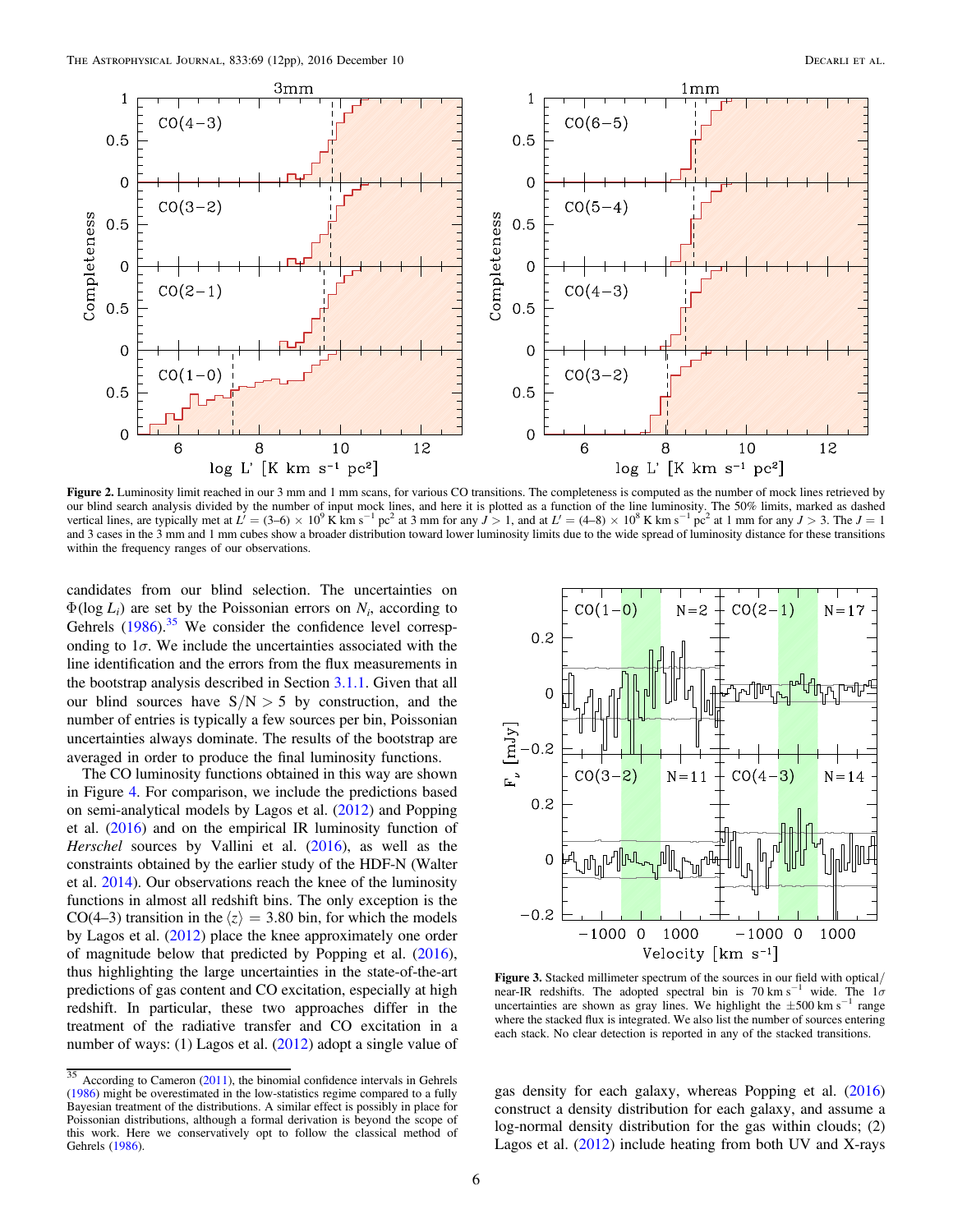Figure 2. Luminosity limit reached in our 3 mm and 1 mm scans, for various CO transitions. The completeness is computed as the number of mock lines retrieved by our blind search analysis divided by the number of input mock lines, and here it is plotted as a function of the line luminosity. The 50% limits, marked as dashed vertical lines, are typically met at $L' = (3–6) \times 10^9$ K km s$^{-1}$ pc$^2$ at 3 mm for any $J > 1$, and at $L' = (4–8) \times 10^8$ K km s$^{-1}$ pc$^2$ at 1 mm for any $J > 3$. The $J = 1$ and 3 cases in the 3 mm and 1 mm cubes show a broader distribution toward lower luminosity limits due to the wide spread of luminosity distance for these transitions within the frequency ranges of our observations.

candidates from our blind selection. The uncertainties on $\Phi(\log L_i)$ are set by the Poissonian errors on $N_i$, according to Gehrels (1986).[35] We consider the confidence level corresponding to $1\sigma$. We include the uncertainties associated with the line identification and the errors from the flux measurements in the bootstrap analysis described in Section 3.1.1. Given that all our blind sources have $S/N > 5$ by construction, and the number of entries is typically a few sources per bin, Poissonian uncertainties always dominate. The results of the bootstrap are averaged in order to produce the final luminosity functions.

The CO luminosity functions obtained in this way are shown in Figure 4. For comparison, we include the predictions based on semi-analytical models by Lagos et al. (2012) and Popping et al. (2016) and on the empirical IR luminosity function of *Herschel* sources by Vallini et al. (2016), as well as the constraints obtained by the earlier study of the HDF-N (Walter et al. 2014). Our observations reach the knee of the luminosity functions in almost all redshift bins. The only exception is the CO(4–3) transition in the $\langle z \rangle = 3.80$ bin, for which the models by Lagos et al. (2012) place the knee approximately one order of magnitude below that predicted by Popping et al. (2016), thus highlighting the large uncertainties in the state-of-the-art predictions of gas content and CO excitation, especially at high redshift. In particular, these two approaches differ in the treatment of the radiative transfer and CO excitation in a number of ways: (1) Lagos et al. (2012) adopt a single value of gas density for each galaxy, whereas Popping et al. (2016) construct a density distribution for each galaxy, and assume a log-normal density distribution for the gas within clouds; (2) Lagos et al. (2012) include heating from both UV and X-rays

Figure 3. Stacked millimeter spectrum of the sources in our field with optical/near-IR redshifts. The adopted spectral bin is 70 km s$^{-1}$ wide. The $1\sigma$ uncertainties are shown as gray lines. We highlight the $\pm 500$ km s$^{-1}$ range where the stacked flux is integrated. We also list the number of sources entering each stack. No clear detection is reported in any of the stacked transitions.

[35] According to Cameron (2011), the binomial confidence intervals in Gehrels (1986) might be overestimated in the low-statistics regime compared to a fully Bayesian treatment of the distributions. A similar effect is possibly in place for Poissonian distributions, although a formal derivation is beyond the scope of this work. Here we conservatively opt to follow the classical method of Gehrels (1986).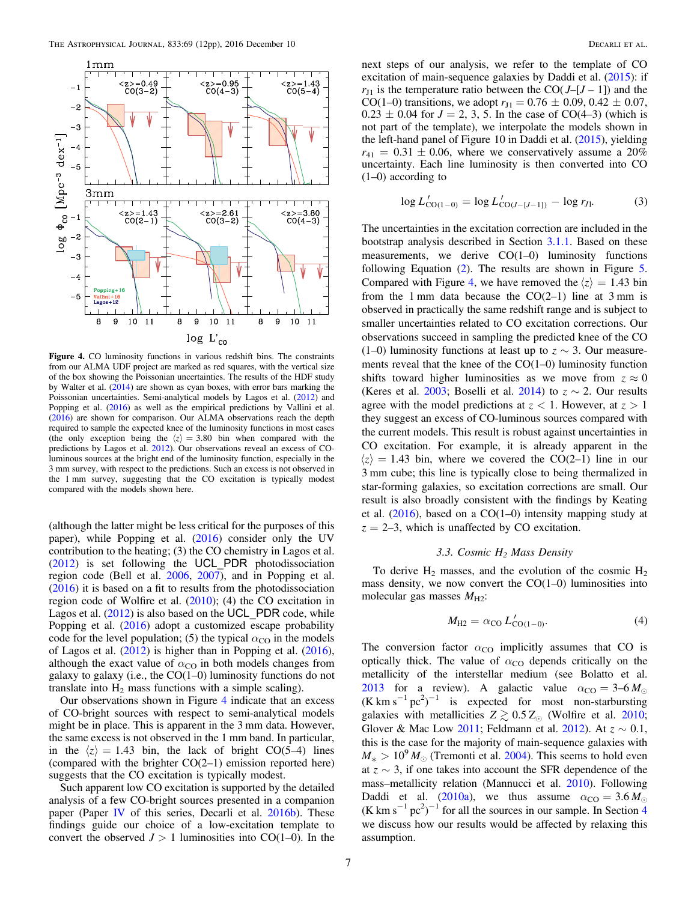**Figure 4.** CO luminosity functions in various redshift bins. The constraints from our ALMA UDF project are marked as red squares, with the vertical size of the box showing the Poissonian uncertainties. The results of the HDF study by Walter et al. (2014) are shown as cyan boxes, with error bars marking the Poissonian uncertainties. Semi-analytical models by Lagos et al. (2012) and Popping et al. (2016) as well as the empirical predictions by Vallini et al. (2016) are shown for comparison. Our ALMA observations reach the depth required to sample the expected knee of the luminosity functions in most cases (the only exception being the $\langle z \rangle = 3.80$ bin when compared with the predictions by Lagos et al. 2012). Our observations reveal an excess of CO-luminous sources at the bright end of the luminosity function, especially in the 3 mm survey, with respect to the predictions. Such an excess is not observed in the 1 mm survey, suggesting that the CO excitation is typically modest compared with the models shown here.

(although the latter might be less critical for the purposes of this paper), while Popping et al. (2016) consider only the UV contribution to the heating; (3) the CO chemistry in Lagos et al. (2012) is set following the UCL_PDR photodissociation region code (Bell et al. 2006, 2007), and in Popping et al. (2016) it is based on a fit to results from the photodissociation region code of Wolfire et al. (2010); (4) the CO excitation in Lagos et al. (2012) is also based on the UCL_PDR code, while Popping et al. (2016) adopt a customized escape probability code for the level population; (5) the typical $\alpha_{CO}$ in the models of Lagos et al. (2012) is higher than in Popping et al. (2016), although the exact value of $\alpha_{CO}$ in both models changes from galaxy to galaxy (i.e., the CO(1–0) luminosity functions do not translate into $H_2$ mass functions with a simple scaling).

Our observations shown in Figure 4 indicate that an excess of CO-bright sources with respect to semi-analytical models might be in place. This is apparent in the 3 mm data. However, the same excess is not observed in the 1 mm band. In particular, in the $\langle z \rangle = 1.43$ bin, the lack of bright CO(5–4) lines (compared with the brighter CO(2–1) emission reported here) suggests that the CO excitation is typically modest.

Such apparent low CO excitation is supported by the detailed analysis of a few CO-bright sources presented in a companion paper (Paper IV of this series, Decarli et al. 2016b). These findings guide our choice of a low-excitation template to convert the observed $J > 1$ luminosities into CO(1–0). In the next steps of our analysis, we refer to the template of CO excitation of main-sequence galaxies by Daddi et al. (2015): if $r_{J1}$ is the temperature ratio between the CO($J$–[$J-1$]) and the CO(1–0) transitions, we adopt $r_{J1} = 0.76 \pm 0.09$, $0.42 \pm 0.07$, $0.23 \pm 0.04$ for $J = 2$, 3, 5. In the case of CO(4–3) (which is not part of the template), we interpolate the models shown in the left-hand panel of Figure 10 in Daddi et al. (2015), yielding $r_{41} = 0.31 \pm 0.06$, where we conservatively assume a 20% uncertainty. Each line luminosity is then converted into CO (1–0) according to

$$\log L'_{\rm CO(1-0)} = \log L'_{{\rm CO}(J-[J-1])} - \log r_{J1}. \quad (3)$$

The uncertainties in the excitation correction are included in the bootstrap analysis described in Section 3.1.1. Based on these measurements, we derive CO(1–0) luminosity functions following Equation (2). The results are shown in Figure 5. Compared with Figure 4, we have removed the $\langle z \rangle = 1.43$ bin from the 1 mm data because the CO(2–1) line at 3 mm is observed in practically the same redshift range and is subject to smaller uncertainties related to CO excitation corrections. Our observations succeed in sampling the predicted knee of the CO (1–0) luminosity functions at least up to $z \sim 3$. Our measurements reveal that the knee of the CO(1–0) luminosity function shifts toward higher luminosities as we move from $z \approx 0$ (Keres et al. 2003; Boselli et al. 2014) to $z \sim 2$. Our results agree with the model predictions at $z < 1$. However, at $z > 1$ they suggest an excess of CO-luminous sources compared with the current models. This result is robust against uncertainties in CO excitation. For example, it is already apparent in the $\langle z \rangle = 1.43$ bin, where we covered the CO(2–1) line in our 3 mm cube; this line is typically close to being thermalized in star-forming galaxies, so excitation corrections are small. Our result is also broadly consistent with the findings by Keating et al. (2016), based on a CO(1–0) intensity mapping study at $z = 2$–3, which is unaffected by CO excitation.

### 3.3. Cosmic $H_2$ Mass Density

To derive $H_2$ masses, and the evolution of the cosmic $H_2$ mass density, we now convert the CO(1–0) luminosities into molecular gas masses $M_{\rm H2}$:

$$M_{\rm H2} = \alpha_{\rm CO}\, L'_{\rm CO(1-0)}. \quad (4)$$

The conversion factor $\alpha_{CO}$ implicitly assumes that CO is optically thick. The value of $\alpha_{CO}$ depends critically on the metallicity of the interstellar medium (see Bolatto et al. 2013 for a review). A galactic value $\alpha_{CO} = 3$–$6\, M_\odot$ (K km s$^{-1}$ pc$^2$)$^{-1}$ is expected for most non-starbursting galaxies with metallicities $Z \gtrsim 0.5\, Z_\odot$ (Wolfire et al. 2010; Glover & Mac Low 2011; Feldmann et al. 2012). At $z \sim 0.1$, this is the case for the majority of main-sequence galaxies with $M_* > 10^9\, M_\odot$ (Tremonti et al. 2004). This seems to hold even at $z \sim 3$, if one takes into account the SFR dependence of the mass–metallicity relation (Mannucci et al. 2010). Following Daddi et al. (2010a), we thus assume $\alpha_{CO} = 3.6\, M_\odot$ (K km s$^{-1}$ pc$^2$)$^{-1}$ for all the sources in our sample. In Section 4 we discuss how our results would be affected by relaxing this assumption.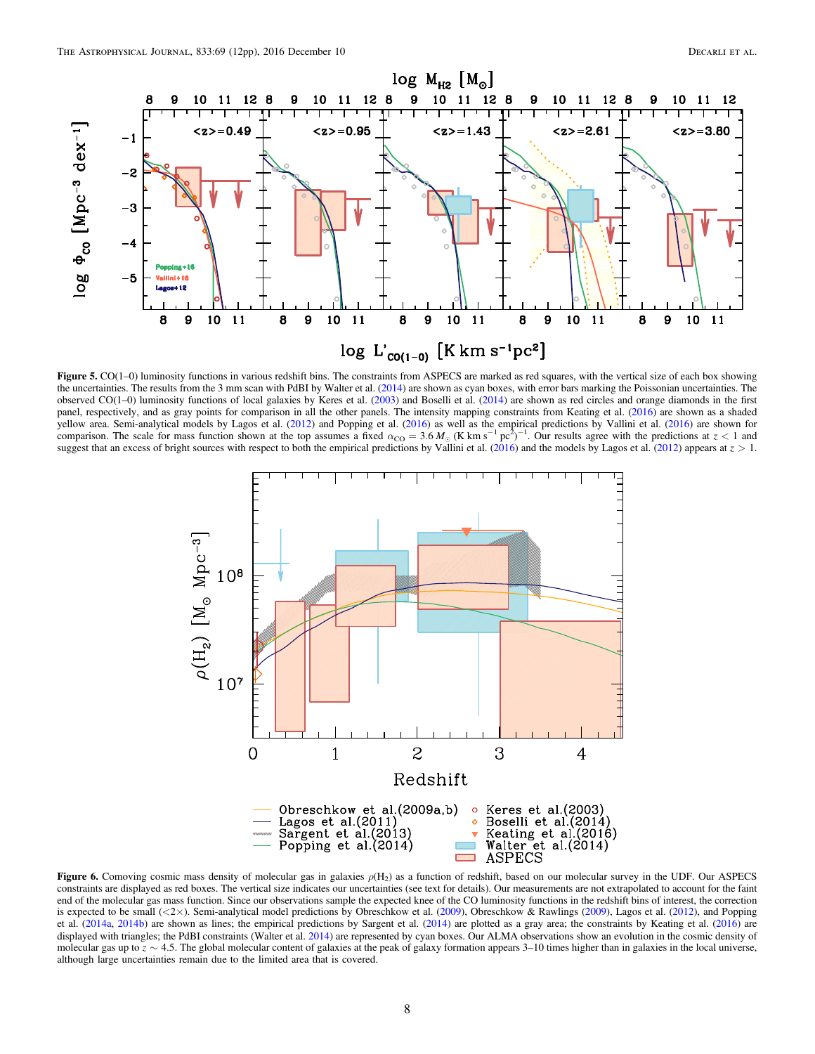**Figure 5.** CO(1–0) luminosity functions in various redshift bins. The constraints from ASPECS are marked as red squares, with the vertical size of each box showing the uncertainties. The results from the 3 mm scan with PdBI by Walter et al. (2014) are shown as cyan boxes, with error bars marking the Poissonian uncertainties. The observed CO(1–0) luminosity functions of local galaxies by Keres et al. (2003) and Boselli et al. (2014) are shown as red circles and orange diamonds in the first panel, respectively, and as gray points for comparison in all the other panels. The intensity mapping constraints from Keating et al. (2016) are shown as a shaded yellow area. Semi-analytical models by Lagos et al. (2012) and Popping et al. (2016) as well as the empirical predictions by Vallini et al. (2016) are shown for comparison. The scale for mass function shown at the top assumes a fixed $\alpha_{CO} = 3.6\,M_{\odot}$ (K km s$^{-1}$ pc$^{2}$)$^{-1}$. Our results agree with the predictions at $z < 1$ and suggest that an excess of bright sources with respect to both the empirical predictions by Vallini et al. (2016) and the models by Lagos et al. (2012) appears at $z > 1$.

**Figure 6.** Comoving cosmic mass density of molecular gas in galaxies $\rho(H_2)$ as a function of redshift, based on our molecular survey in the UDF. Our ASPECS constraints are displayed as red boxes. The vertical size indicates our uncertainties (see text for details). Our measurements are not extrapolated to account for the faint end of the molecular gas mass function. Since our observations sample the expected knee of the CO luminosity functions in the redshift bins of interest, the correction is expected to be small (<2×). Semi-analytical model predictions by Obreschkow et al. (2009), Obreschkow & Rawlings (2009), Lagos et al. (2012), and Popping et al. (2014a, 2014b) are shown as lines; the empirical predictions by Sargent et al. (2014) are plotted as a gray area; the constraints by Keating et al. (2016) are displayed with triangles; the PdBI constraints (Walter et al. 2014) are represented by cyan boxes. Our ALMA observations show an evolution in the cosmic density of molecular gas up to $z \sim 4.5$. The global molecular content of galaxies at the peak of galaxy formation appears 3–10 times higher than in galaxies in the local universe, although large uncertainties remain due to the limited area that is covered.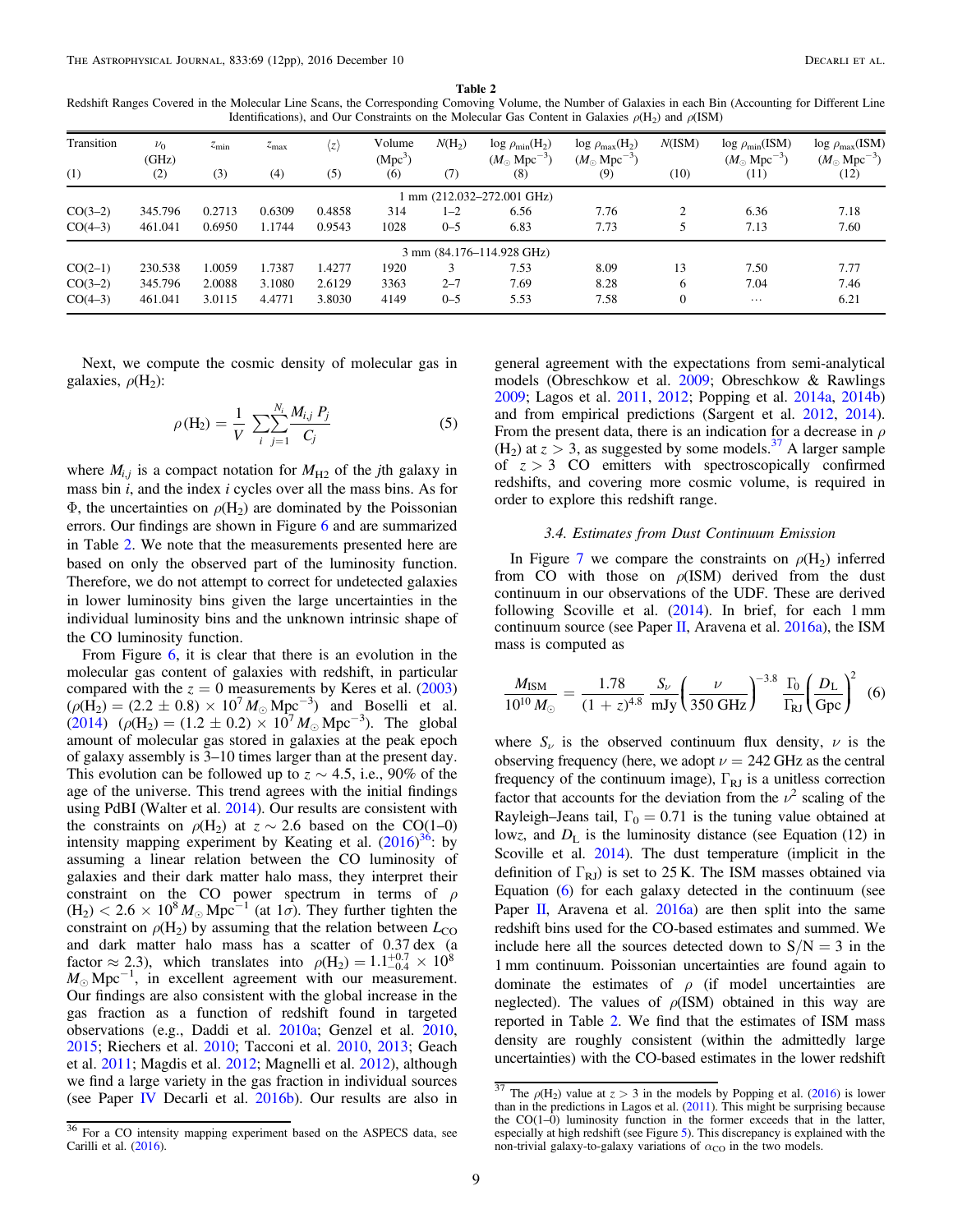**Table 2**

Redshift Ranges Covered in the Molecular Line Scans, the Corresponding Comoving Volume, the Number of Galaxies in each Bin (Accounting for Different Line Identifications), and Our Constraints on the Molecular Gas Content in Galaxies $\rho(H_2)$ and $\rho$(ISM)

| Transition | $\nu_0$ (GHz) | $z_{min}$ | $z_{max}$ | $\langle z \rangle$ | Volume ($Mpc^3$) | $N(H_2)$ | log $\rho_{min}(H_2)$ ($M_\odot$ $Mpc^{-3}$) | log $\rho_{max}(H_2)$ ($M_\odot$ $Mpc^{-3}$) | $N$(ISM) | log $\rho_{min}$(ISM) ($M_\odot$ $Mpc^{-3}$) | log $\rho_{max}$(ISM) ($M_\odot$ $Mpc^{-3}$) |
|---|---|---|---|---|---|---|---|---|---|---|---|
| (1) | (2) | (3) | (4) | (5) | (6) | (7) | (8) | (9) | (10) | (11) | (12) |
| 1 mm (212.032–272.001 GHz) | | | | | | | | | | | |
| CO(3–2) | 345.796 | 0.2713 | 0.6309 | 0.4858 | 314 | 1–2 | 6.56 | 7.76 | 2 | 6.36 | 7.18 |
| CO(4–3) | 461.041 | 0.6950 | 1.1744 | 0.9543 | 1028 | 0–5 | 6.83 | 7.73 | 5 | 7.13 | 7.60 |
| 3 mm (84.176–114.928 GHz) | | | | | | | | | | | |
| CO(2–1) | 230.538 | 1.0059 | 1.7387 | 1.4277 | 1920 | 3 | 7.53 | 8.09 | 13 | 7.50 | 7.77 |
| CO(3–2) | 345.796 | 2.0088 | 3.1080 | 2.6129 | 3363 | 2–7 | 7.69 | 8.28 | 6 | 7.04 | 7.46 |
| CO(4–3) | 461.041 | 3.0115 | 4.4771 | 3.8030 | 4149 | 0–5 | 5.53 | 7.58 | 0 | ... | 6.21 |

Next, we compute the cosmic density of molecular gas in galaxies, $\rho(H_2)$:

$$\rho(H_2) = \frac{1}{V}\sum_{i}\sum_{j=1}^{N_i}\frac{M_{i,j}\,P_j}{C_j} \qquad (5)$$

where $M_{i,j}$ is a compact notation for $M_{H2}$ of the $j$th galaxy in mass bin $i$, and the index $i$ cycles over all the mass bins. As for $\Phi$, the uncertainties on $\rho(H_2)$ are dominated by the Poissonian errors. Our findings are shown in Figure 6 and are summarized in Table 2. We note that the measurements presented here are based on only the observed part of the luminosity function. Therefore, we do not attempt to correct for undetected galaxies in lower luminosity bins given the large uncertainties in the individual luminosity bins and the unknown intrinsic shape of the CO luminosity function.

From Figure 6, it is clear that there is an evolution in the molecular gas content of galaxies with redshift, in particular compared with the $z = 0$ measurements by Keres et al. (2003) ($\rho(H_2) = (2.2 \pm 0.8) \times 10^7\,M_\odot\,Mpc^{-3}$) and Boselli et al. (2014) ($\rho(H_2) = (1.2 \pm 0.2) \times 10^7\,M_\odot\,Mpc^{-3}$). The global amount of molecular gas stored in galaxies at the peak epoch of galaxy assembly is 3–10 times larger than at the present day. This evolution can be followed up to $z \sim 4.5$, i.e., 90% of the age of the universe. This trend agrees with the initial findings using PdBI (Walter et al. 2014). Our results are consistent with the constraints on $\rho(H_2)$ at $z \sim 2.6$ based on the CO(1–0) intensity mapping experiment by Keating et al. (2016)[36]: by assuming a linear relation between the CO luminosity of galaxies and their dark matter halo mass, they interpret their constraint on the CO power spectrum in terms of $\rho(H_2) < 2.6 \times 10^8\,M_\odot\,Mpc^{-1}$ (at $1\sigma$). They further tighten the constraint on $\rho(H_2)$ by assuming that the relation between $L_{CO}$ and dark matter halo mass has a scatter of 0.37 dex (a factor $\approx 2.3$), which translates into $\rho(H_2) = 1.1^{+0.7}_{-0.4} \times 10^8$ $M_\odot\,Mpc^{-1}$, in excellent agreement with our measurement. Our findings are also consistent with the global increase in the gas fraction as a function of redshift found in targeted observations (e.g., Daddi et al. 2010a; Genzel et al. 2010, 2015; Riechers et al. 2010; Tacconi et al. 2010, 2013; Geach et al. 2011; Magdis et al. 2012; Magnelli et al. 2012), although we find a large variety in the gas fraction in individual sources (see Paper IV Decarli et al. 2016b). Our results are also in general agreement with the expectations from semi-analytical models (Obreschkow et al. 2009; Obreschkow & Rawlings 2009; Lagos et al. 2011, 2012; Popping et al. 2014a, 2014b) and from empirical predictions (Sargent et al. 2012, 2014). From the present data, there is an indication for a decrease in $\rho(H_2)$ at $z > 3$, as suggested by some models.[37] A larger sample of $z > 3$ CO emitters with spectroscopically confirmed redshifts, and covering more cosmic volume, is required in order to explore this redshift range.

### 3.4. Estimates from Dust Continuum Emission

In Figure 7 we compare the constraints on $\rho(H_2)$ inferred from CO with those on $\rho$(ISM) derived from the dust continuum in our observations of the UDF. These are derived following Scoville et al. (2014). In brief, for each 1 mm continuum source (see Paper II, Aravena et al. 2016a), the ISM mass is computed as

$$\frac{M_{ISM}}{10^{10}\,M_\odot} = \frac{1.78}{(1+z)^{4.8}}\frac{S_\nu}{\mathrm{mJy}}\left(\frac{\nu}{350\ \mathrm{GHz}}\right)^{-3.8}\frac{\Gamma_0}{\Gamma_{RJ}}\left(\frac{D_L}{\mathrm{Gpc}}\right)^2 \qquad (6)$$

where $S_\nu$ is the observed continuum flux density, $\nu$ is the observing frequency (here, we adopt $\nu = 242$ GHz as the central frequency of the continuum image), $\Gamma_{RJ}$ is a unitless correction factor that accounts for the deviation from the $\nu^2$ scaling of the Rayleigh–Jeans tail, $\Gamma_0 = 0.71$ is the tuning value obtained at low$z$, and $D_L$ is the luminosity distance (see Equation (12) in Scoville et al. 2014). The dust temperature (implicit in the definition of $\Gamma_{RJ}$) is set to 25 K. The ISM masses obtained via Equation (6) for each galaxy detected in the continuum (see Paper II, Aravena et al. 2016a) are then split into the same redshift bins used for the CO-based estimates and summed. We include here all the sources detected down to S/N = 3 in the 1 mm continuum. Poissonian uncertainties are found again to dominate the estimates of $\rho$ (if model uncertainties are neglected). The values of $\rho$(ISM) obtained in this way are reported in Table 2. We find that the estimates of ISM mass density are roughly consistent (within the admittedly large uncertainties) with the CO-based estimates in the lower redshift

[36] For a CO intensity mapping experiment based on the ASPECS data, see Carilli et al. (2016).

[37] The $\rho(H_2)$ value at $z > 3$ in the models by Popping et al. (2016) is lower than in the predictions in Lagos et al. (2011). This might be surprising because the CO(1–0) luminosity function in the former exceeds that in the latter, especially at high redshift (see Figure 5). This discrepancy is explained with the non-trivial galaxy-to-galaxy variations of $\alpha_{CO}$ in the two models.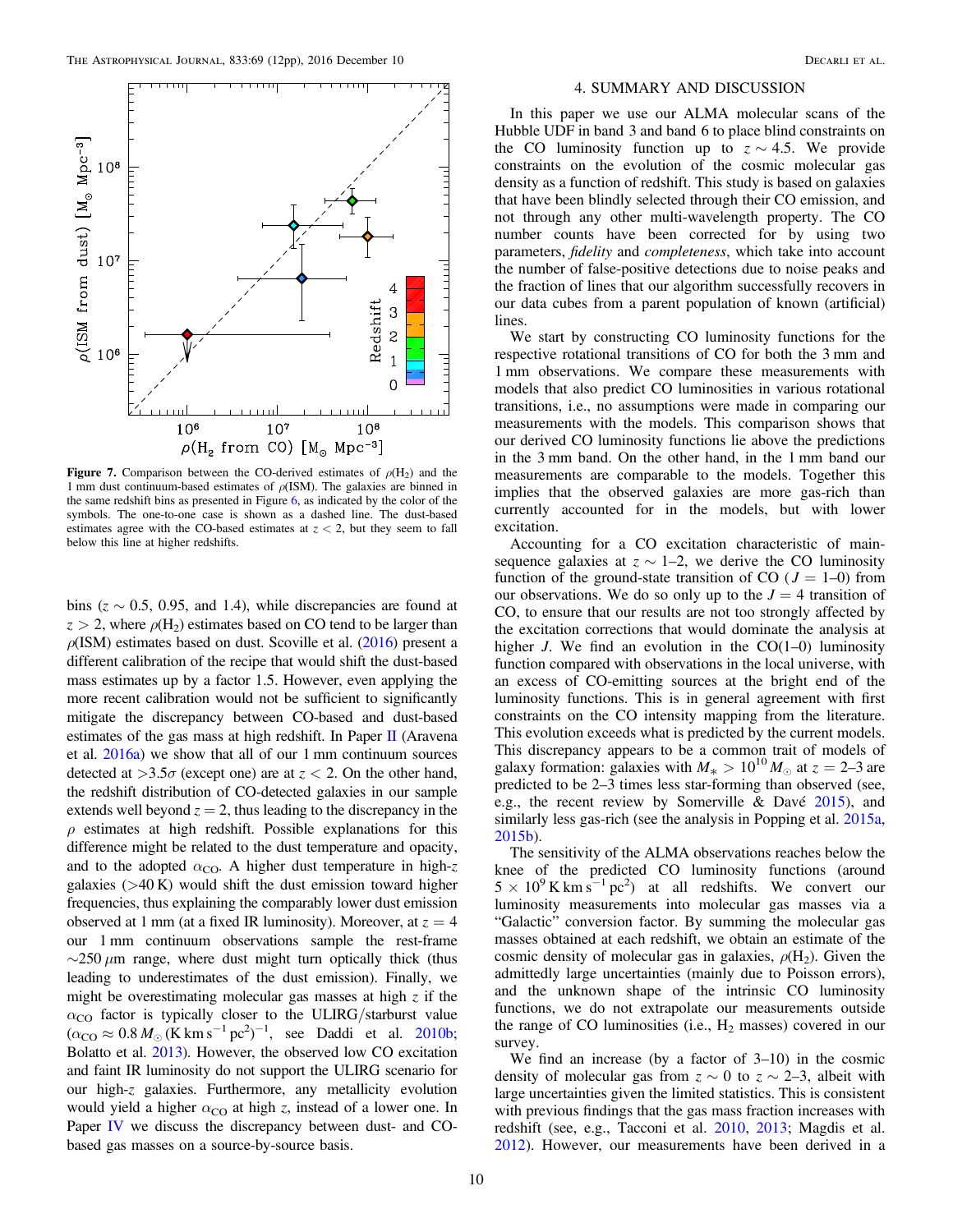Figure 7. Comparison between the CO-derived estimates of $\rho(H_2)$ and the 1 mm dust continuum-based estimates of $\rho$(ISM). The galaxies are binned in the same redshift bins as presented in Figure 6, as indicated by the color of the symbols. The one-to-one case is shown as a dashed line. The dust-based estimates agree with the CO-based estimates at $z < 2$, but they seem to fall below this line at higher redshifts.

bins ($z \sim 0.5$, 0.95, and 1.4), while discrepancies are found at $z > 2$, where $\rho(H_2)$ estimates based on CO tend to be larger than $\rho$(ISM) estimates based on dust. Scoville et al. (2016) present a different calibration of the recipe that would shift the dust-based mass estimates up by a factor 1.5. However, even applying the more recent calibration would not be sufficient to significantly mitigate the discrepancy between CO-based and dust-based estimates of the gas mass at high redshift. In Paper II (Aravena et al. 2016a) we show that all of our 1 mm continuum sources detected at $>3.5\sigma$ (except one) are at $z < 2$. On the other hand, the redshift distribution of CO-detected galaxies in our sample extends well beyond $z = 2$, thus leading to the discrepancy in the $\rho$ estimates at high redshift. Possible explanations for this difference might be related to the dust temperature and opacity, and to the adopted $\alpha_{CO}$. A higher dust temperature in high-$z$ galaxies (>40 K) would shift the dust emission toward higher frequencies, thus explaining the comparably lower dust emission observed at 1 mm (at a fixed IR luminosity). Moreover, at $z = 4$ our 1 mm continuum observations sample the rest-frame $\sim$250 $\mu$m range, where dust might turn optically thick (thus leading to underestimates of the dust emission). Finally, we might be overestimating molecular gas masses at high $z$ if the $\alpha_{CO}$ factor is typically closer to the ULIRG/starburst value ($\alpha_{CO} \approx 0.8\,M_\odot\,(\mathrm{K\,km\,s^{-1}\,pc^2})^{-1}$, see Daddi et al. 2010b; Bolatto et al. 2013). However, the observed low CO excitation and faint IR luminosity do not support the ULIRG scenario for our high-$z$ galaxies. Furthermore, any metallicity evolution would yield a higher $\alpha_{CO}$ at high $z$, instead of a lower one. In Paper IV we discuss the discrepancy between dust- and CO-based gas masses on a source-by-source basis.

## 4. SUMMARY AND DISCUSSION

In this paper we use our ALMA molecular scans of the Hubble UDF in band 3 and band 6 to place blind constraints on the CO luminosity function up to $z \sim 4.5$. We provide constraints on the evolution of the cosmic molecular gas density as a function of redshift. This study is based on galaxies that have been blindly selected through their CO emission, and not through any other multi-wavelength property. The CO number counts have been corrected for by using two parameters, *fidelity* and *completeness*, which take into account the number of false-positive detections due to noise peaks and the fraction of lines that our algorithm successfully recovers in our data cubes from a parent population of known (artificial) lines.

We start by constructing CO luminosity functions for the respective rotational transitions of CO for both the 3 mm and 1 mm observations. We compare these measurements with models that also predict CO luminosities in various rotational transitions, i.e., no assumptions were made in comparing our measurements with the models. This comparison shows that our derived CO luminosity functions lie above the predictions in the 3 mm band. On the other hand, in the 1 mm band our measurements are comparable to the models. Together this implies that the observed galaxies are more gas-rich than currently accounted for in the models, but with lower excitation.

Accounting for a CO excitation characteristic of main-sequence galaxies at $z \sim 1$–2, we derive the CO luminosity function of the ground-state transition of CO ($J = 1$–0) from our observations. We do so only up to the $J = 4$ transition of CO, to ensure that our results are not too strongly affected by the excitation corrections that would dominate the analysis at higher $J$. We find an evolution in the CO(1–0) luminosity function compared with observations in the local universe, with an excess of CO-emitting sources at the bright end of the luminosity functions. This is in general agreement with first constraints on the CO intensity mapping from the literature. This evolution exceeds what is predicted by the current models. This discrepancy appears to be a common trait of models of galaxy formation: galaxies with $M_* > 10^{10}\,M_\odot$ at $z = 2$–3 are predicted to be 2–3 times less star-forming than observed (see, e.g., the recent review by Somerville & Davé 2015), and similarly less gas-rich (see the analysis in Popping et al. 2015a, 2015b).

The sensitivity of the ALMA observations reaches below the knee of the predicted CO luminosity functions (around $5 \times 10^9\,\mathrm{K\,km\,s^{-1}\,pc^2}$) at all redshifts. We convert our luminosity measurements into molecular gas masses via a "Galactic" conversion factor. By summing the molecular gas masses obtained at each redshift, we obtain an estimate of the cosmic density of molecular gas in galaxies, $\rho(H_2)$. Given the admittedly large uncertainties (mainly due to Poisson errors), and the unknown shape of the intrinsic CO luminosity functions, we do not extrapolate our measurements outside the range of CO luminosities (i.e., $H_2$ masses) covered in our survey.

We find an increase (by a factor of 3–10) in the cosmic density of molecular gas from $z \sim 0$ to $z \sim 2$–3, albeit with large uncertainties given the limited statistics. This is consistent with previous findings that the gas mass fraction increases with redshift (see, e.g., Tacconi et al. 2010, 2013; Magdis et al. 2012). However, our measurements have been derived in a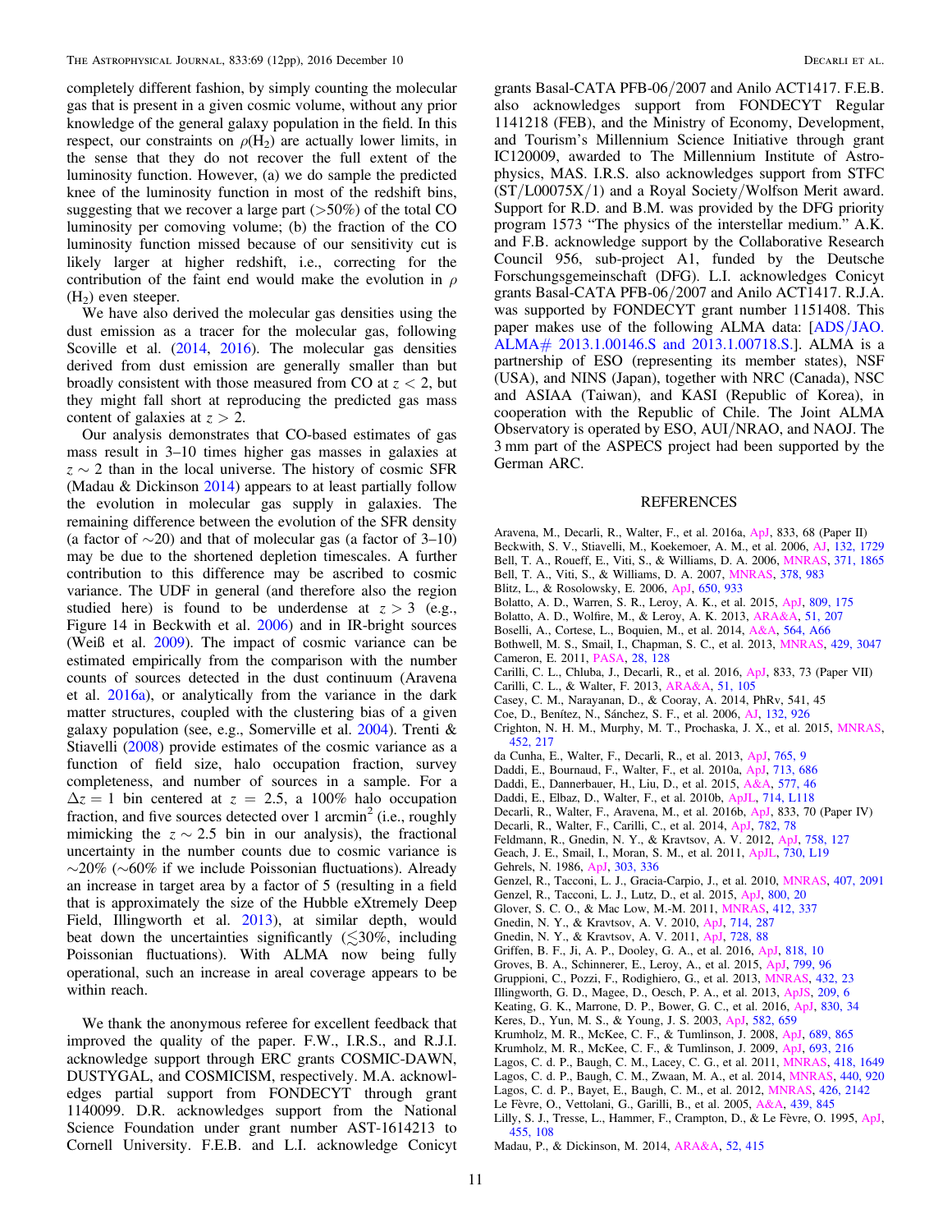completely different fashion, by simply counting the molecular gas that is present in a given cosmic volume, without any prior knowledge of the general galaxy population in the field. In this respect, our constraints on $\rho(H_2)$ are actually lower limits, in the sense that they do not recover the full extent of the luminosity function. However, (a) we do sample the predicted knee of the luminosity function in most of the redshift bins, suggesting that we recover a large part (>50%) of the total CO luminosity per comoving volume; (b) the fraction of the CO luminosity function missed because of our sensitivity cut is likely larger at higher redshift, i.e., correcting for the contribution of the faint end would make the evolution in $\rho(H_2)$ even steeper.

We have also derived the molecular gas densities using the dust emission as a tracer for the molecular gas, following Scoville et al. (2014, 2016). The molecular gas densities derived from dust emission are generally smaller than but broadly consistent with those measured from CO at $z < 2$, but they might fall short at reproducing the predicted gas mass content of galaxies at $z > 2$.

Our analysis demonstrates that CO-based estimates of gas mass result in 3–10 times higher gas masses in galaxies at $z \sim 2$ than in the local universe. The history of cosmic SFR (Madau & Dickinson 2014) appears to at least partially follow the evolution in molecular gas supply in galaxies. The remaining difference between the evolution of the SFR density (a factor of $\sim$20) and that of molecular gas (a factor of 3–10) may be due to the shortened depletion timescales. A further contribution to this difference may be ascribed to cosmic variance. The UDF in general (and therefore also the region studied here) is found to be underdense at $z > 3$ (e.g., Figure 14 in Beckwith et al. 2006) and in IR-bright sources (Weiß et al. 2009). The impact of cosmic variance can be estimated empirically from the comparison with the number counts of sources detected in the dust continuum (Aravena et al. 2016a), or analytically from the variance in the dark matter structures, coupled with the clustering bias of a given galaxy population (see, e.g., Somerville et al. 2004). Trenti & Stiavelli (2008) provide estimates of the cosmic variance as a function of field size, halo occupation fraction, survey completeness, and number of sources in a sample. For a $\Delta z = 1$ bin centered at $z = 2.5$, a 100% halo occupation fraction, and five sources detected over 1 arcmin$^2$ (i.e., roughly mimicking the $z \sim 2.5$ bin in our analysis), the fractional uncertainty in the number counts due to cosmic variance is $\sim$20% ($\sim$60% if we include Poissonian fluctuations). Already an increase in target area by a factor of 5 (resulting in a field that is approximately the size of the Hubble eXtremely Deep Field, Illingworth et al. 2013), at similar depth, would beat down the uncertainties significantly ($\lesssim$30%, including Poissonian fluctuations). With ALMA now being fully operational, such an increase in areal coverage appears to be within reach.

We thank the anonymous referee for excellent feedback that improved the quality of the paper. F.W., I.R.S., and R.J.I. acknowledge support through ERC grants COSMIC-DAWN, DUSTYGAL, and COSMICISM, respectively. M.A. acknowledges partial support from FONDECYT through grant 1140099. D.R. acknowledges support from the National Science Foundation under grant number AST-1614213 to Cornell University. F.E.B. and L.I. acknowledge Conicyt grants Basal-CATA PFB-06/2007 and Anilo ACT1417. F.E.B. also acknowledges support from FONDECYT Regular 1141218 (FEB), and the Ministry of Economy, Development, and Tourism's Millennium Science Initiative through grant IC120009, awarded to The Millennium Institute of Astrophysics, MAS. I.R.S. also acknowledges support from STFC (ST/L00075X/1) and a Royal Society/Wolfson Merit award. Support for R.D. and B.M. was provided by the DFG priority program 1573 "The physics of the interstellar medium." A.K. and F.B. acknowledge support by the Collaborative Research Council 956, sub-project A1, funded by the Deutsche Forschungsgemeinschaft (DFG). L.I. acknowledges Conicyt grants Basal-CATA PFB-06/2007 and Anilo ACT1417. R.J.A. was supported by FONDECYT grant number 1151408. This paper makes use of the following ALMA data: [ADS/JAO.ALMA# 2013.1.00146.S and 2013.1.00718.S.]. ALMA is a partnership of ESO (representing its member states), NSF (USA), and NINS (Japan), together with NRC (Canada), NSC and ASIAA (Taiwan), and KASI (Republic of Korea), in cooperation with the Republic of Chile. The Joint ALMA Observatory is operated by ESO, AUI/NRAO, and NAOJ. The 3 mm part of the ASPECS project had been supported by the German ARC.

## REFERENCES

Aravena, M., Decarli, R., Walter, F., et al. 2016a, ApJ, 833, 68 (Paper II)
Beckwith, S. V., Stiavelli, M., Koekemoer, A. M., et al. 2006, AJ, 132, 1729
Bell, T. A., Roueff, E., Viti, S., & Williams, D. A. 2006, MNRAS, 371, 1865
Bell, T. A., Viti, S., & Williams, D. A. 2007, MNRAS, 378, 983
Blitz, L., & Rosolowsky, E. 2006, ApJ, 650, 933
Bolatto, A. D., Warren, S. R., Leroy, A. K., et al. 2015, ApJ, 809, 175
Bolatto, A. D., Wolfire, M., & Leroy, A. K. 2013, ARA&A, 51, 207
Boselli, A., Cortese, L., Boquien, M., et al. 2014, A&A, 564, A66
Bothwell, M. S., Smail, I., Chapman, S. C., et al. 2013, MNRAS, 429, 3047
Cameron, E. 2011, PASA, 28, 128
Carilli, C. L., Chluba, J., Decarli, R., et al. 2016, ApJ, 833, 73 (Paper VII)
Carilli, C. L., & Walter, F. 2013, ARA&A, 51, 105
Casey, C. M., Narayanan, D., & Cooray, A. 2014, PhRv, 541, 45
Coe, D., Benítez, N., Sánchez, S. F., et al. 2006, AJ, 132, 926
Crighton, N. H. M., Murphy, M. T., Prochaska, J. X., et al. 2015, MNRAS, 452, 217
da Cunha, E., Walter, F., Decarli, R., et al. 2013, ApJ, 765, 9
Daddi, E., Bournaud, F., Walter, F., et al. 2010a, ApJ, 713, 686
Daddi, E., Dannerbauer, H., Liu, D., et al. 2015, A&A, 577, 46
Daddi, E., Elbaz, D., Walter, F., et al. 2010b, ApJL, 714, L118
Decarli, R., Walter, F., Aravena, M., et al. 2016b, ApJ, 833, 70 (Paper IV)
Decarli, R., Walter, F., Carilli, C., et al. 2014, ApJ, 782, 78
Feldmann, R., Gnedin, N. Y., & Kravtsov, A. V. 2012, ApJ, 758, 127
Geach, J. E., Smail, I., Moran, S. M., et al. 2011, ApJL, 730, L19
Gehrels, N. 1986, ApJ, 303, 336
Genzel, R., Tacconi, L. J., Gracia-Carpio, J., et al. 2010, MNRAS, 407, 2091
Genzel, R., Tacconi, L. J., Lutz, D., et al. 2015, ApJ, 800, 20
Glover, S. C. O., & Mac Low, M.-M. 2011, MNRAS, 412, 337
Gnedin, N. Y., & Kravtsov, A. V. 2010, ApJ, 714, 287
Gnedin, N. Y., & Kravtsov, A. V. 2011, ApJ, 728, 88
Griffen, B. F., Ji, A. P., Dooley, G. A., et al. 2016, ApJ, 818, 10
Groves, B. A., Schinnerer, E., Leroy, A., et al. 2015, ApJ, 799, 96
Gruppioni, C., Pozzi, F., Rodighiero, G., et al. 2013, MNRAS, 432, 23
Illingworth, G. D., Magee, D., Oesch, P. A., et al. 2013, ApJS, 209, 6
Keating, G. K., Marrone, D. P., Bower, G. C., et al. 2016, ApJ, 830, 34
Keres, D., Yun, M. S., & Young, J. S. 2003, ApJ, 582, 659
Krumholz, M. R., McKee, C. F., & Tumlinson, J. 2008, ApJ, 689, 865
Krumholz, M. R., McKee, C. F., & Tumlinson, J. 2009, ApJ, 693, 216
Lagos, C. d. P., Baugh, C. M., Lacey, C. G., et al. 2011, MNRAS, 418, 1649
Lagos, C. d. P., Baugh, C. M., Zwaan, M. A., et al. 2014, MNRAS, 440, 920
Lagos, C. d. P., Bayet, E., Baugh, C. M., et al. 2012, MNRAS, 426, 2142
Le Fèvre, O., Vettolani, G., Garilli, B., et al. 2005, A&A, 439, 845
Lilly, S. J., Tresse, L., Hammer, F., Crampton, D., & Le Fèvre, O. 1995, ApJ, 455, 108
Madau, P., & Dickinson, M. 2014, ARA&A, 52, 415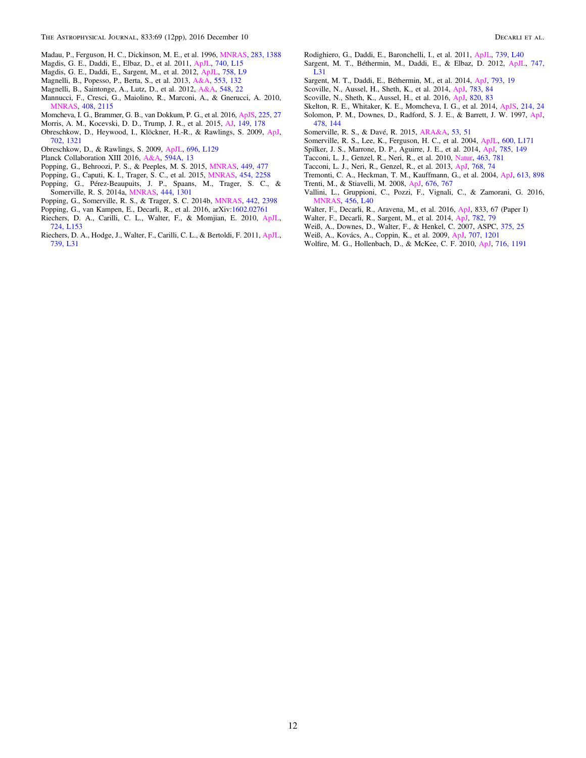Madau, P., Ferguson, H. C., Dickinson, M. E., et al. 1996, MNRAS, 283, 1388

Magdis, G. E., Daddi, E., Elbaz, D., et al. 2011, ApJL, 740, L15

Magdis, G. E., Daddi, E., Sargent, M., et al. 2012, ApJL, 758, L9

Magnelli, B., Popesso, P., Berta, S., et al. 2013, A&A, 553, 132

Magnelli, B., Saintonge, A., Lutz, D., et al. 2012, A&A, 548, 22

Mannucci, F., Cresci, G., Maiolino, R., Marconi, A., & Gnerucci, A. 2010, MNRAS, 408, 2115

Momcheva, I. G., Brammer, G. B., van Dokkum, P. G., et al. 2016, ApJS, 225, 27

Morris, A. M., Kocevski, D. D., Trump, J. R., et al. 2015, AJ, 149, 178

Obreschkow, D., Heywood, I., Klöckner, H.-R., & Rawlings, S. 2009, ApJ, 702, 1321

Obreschkow, D., & Rawlings, S. 2009, ApJL, 696, L129

Planck Collaboration XIII 2016, A&A, 594A, 13

Popping, G., Behroozi, P. S., & Peeples, M. S. 2015, MNRAS, 449, 477

Popping, G., Caputi, K. I., Trager, S. C., et al. 2015, MNRAS, 454, 2258

Popping, G., Pérez-Beaupuits, J. P., Spaans, M., Trager, S. C., & Somerville, R. S. 2014a, MNRAS, 444, 1301

Popping, G., Somerville, R. S., & Trager, S. C. 2014b, MNRAS, 442, 2398

Popping, G., van Kampen, E., Decarli, R., et al. 2016, arXiv:1602.02761

Riechers, D. A., Carilli, C. L., Walter, F., & Momjian, E. 2010, ApJL, 724, L153

Riechers, D. A., Hodge, J., Walter, F., Carilli, C. L., & Bertoldi, F. 2011, ApJL, 739, L31

Rodighiero, G., Daddi, E., Baronchelli, I., et al. 2011, ApJL, 739, L40

Sargent, M. T., Béthermin, M., Daddi, E., & Elbaz, D. 2012, ApJL, 747, L31

Sargent, M. T., Daddi, E., Béthermin, M., et al. 2014, ApJ, 793, 19

Scoville, N., Aussel, H., Sheth, K., et al. 2014, ApJ, 783, 84

Scoville, N., Sheth, K., Aussel, H., et al. 2016, ApJ, 820, 83

Skelton, R. E., Whitaker, K. E., Momcheva, I. G., et al. 2014, ApJS, 214, 24

Solomon, P. M., Downes, D., Radford, S. J. E., & Barrett, J. W. 1997, ApJ, 478, 144

Somerville, R. S., & Davé, R. 2015, ARA&A, 53, 51

Somerville, R. S., Lee, K., Ferguson, H. C., et al. 2004, ApJL, 600, L171

Spilker, J. S., Marrone, D. P., Aguirre, J. E., et al. 2014, ApJ, 785, 149

Tacconi, L. J., Genzel, R., Neri, R., et al. 2010, Natur, 463, 781

Tacconi, L. J., Neri, R., Genzel, R., et al. 2013, ApJ, 768, 74

Tremonti, C. A., Heckman, T. M., Kauffmann, G., et al. 2004, ApJ, 613, 898

Trenti, M., & Stiavelli, M. 2008, ApJ, 676, 767

Vallini, L., Gruppioni, C., Pozzi, F., Vignali, C., & Zamorani, G. 2016, MNRAS, 456, L40

Walter, F., Decarli, R., Aravena, M., et al. 2016, ApJ, 833, 67 (Paper I)

Walter, F., Decarli, R., Sargent, M., et al. 2014, ApJ, 782, 79

Weiß, A., Downes, D., Walter, F., & Henkel, C. 2007, ASPC, 375, 25

Weiß, A., Kovács, A., Coppin, K., et al. 2009, ApJ, 707, 1201

Wolfire, M. G., Hollenbach, D., & McKee, C. F. 2010, ApJ, 716, 1191